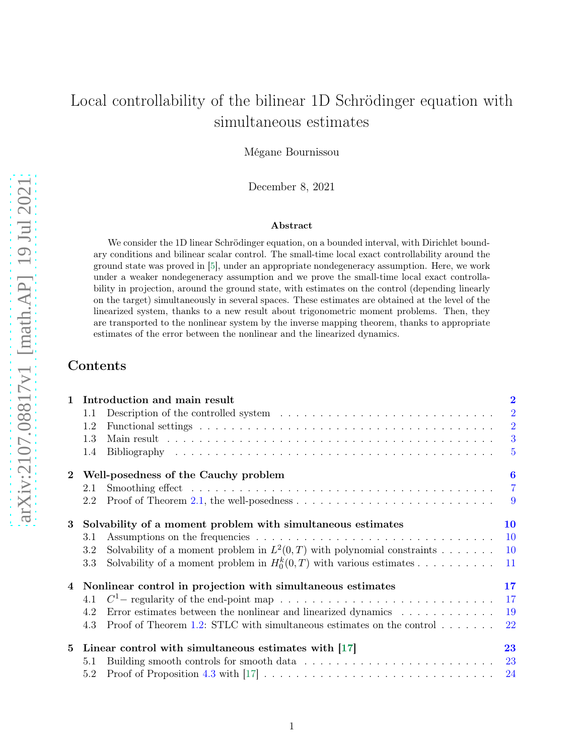# Local controllability of the bilinear 1D Schrödinger equation with simultaneous estimates

Mégane Bournissou

December 8, 2021

### Abstract

We consider the 1D linear Schrödinger equation, on a bounded interval, with Dirichlet boundary conditions and bilinear scalar control. The small-time local exact controllability around the ground state was proved in [5], under an appropriate nondegeneracy assumption. Here, we work under a weaker nondegeneracy assumption and we prove the small-time local exact controllability in projection, around the ground state, with estimates on the control (depending linearly on the target) simultaneously in several spaces. These estimates are obtained at the level of the linearized system, thanks to a new result about trigonometric moment problems. Then, they are transported to the nonlinear system by the inverse mapping theorem, thanks to appropriate estimates of the error between the nonlinear and the linearized dynamics.

## Contents

**1 Introduction and main result** — 2
- 1.1 Description of the controlled system — 2
- 1.2 Functional settings — 2
- 1.3 Main result — 3
- 1.4 Bibliography — 5

**2 Well-posedness of the Cauchy problem** — 6
- 2.1 Smoothing effect — 7
- 2.2 Proof of Theorem 2.1, the well-posedness — 9

**3 Solvability of a moment problem with simultaneous estimates** — 10
- 3.1 Assumptions on the frequencies — 10
- 3.2 Solvability of a moment problem in $L^2(0,T)$ with polynomial constraints — 10
- 3.3 Solvability of a moment problem in $H_0^k(0,T)$ with various estimates — 11

**4 Nonlinear control in projection with simultaneous estimates** — 17
- 4.1 $C^1-$ regularity of the end-point map — 17
- 4.2 Error estimates between the nonlinear and linearized dynamics — 19
- 4.3 Proof of Theorem 1.2: STLC with simultaneous estimates on the control — 22

**5 Linear control with simultaneous estimates with [17]** — 23
- 5.1 Building smooth controls for smooth data — 23
- 5.2 Proof of Proposition 4.3 with [17] — 24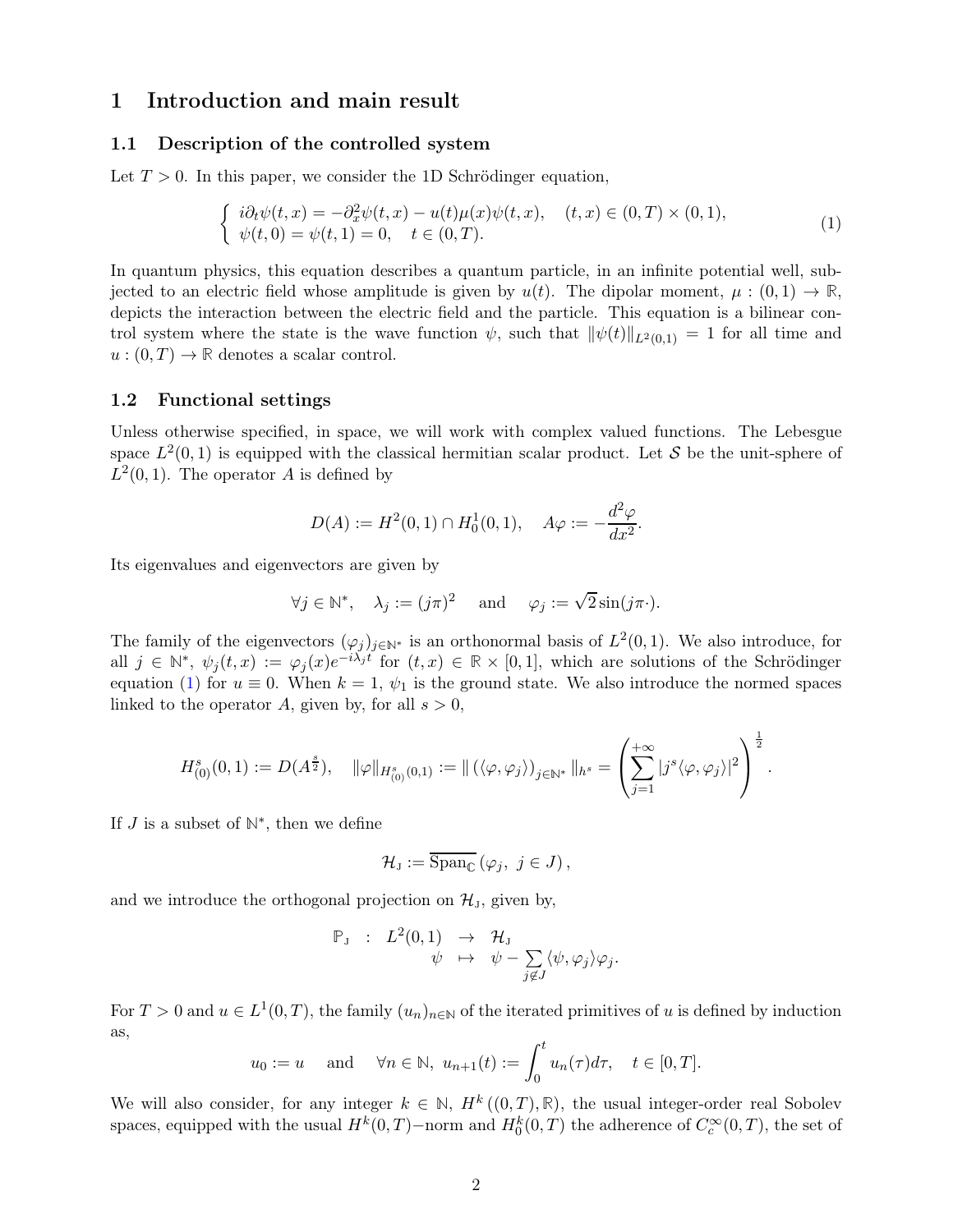# 1 Introduction and main result

## 1.1 Description of the controlled system

Let $T > 0$. In this paper, we consider the 1D Schrödinger equation,

$$\begin{cases} i\partial_t \psi(t,x) = -\partial_x^2 \psi(t,x) - u(t)\mu(x)\psi(t,x), & (t,x) \in (0,T) \times (0,1), \\ \psi(t,0) = \psi(t,1) = 0, & t \in (0,T). \end{cases} \tag{1}$$

In quantum physics, this equation describes a quantum particle, in an infinite potential well, subjected to an electric field whose amplitude is given by $u(t)$. The dipolar moment, $\mu : (0,1) \to \mathbb{R}$, depicts the interaction between the electric field and the particle. This equation is a bilinear control system where the state is the wave function $\psi$, such that $\|\psi(t)\|_{L^2(0,1)} = 1$ for all time and $u : (0,T) \to \mathbb{R}$ denotes a scalar control.

## 1.2 Functional settings

Unless otherwise specified, in space, we will work with complex valued functions. The Lebesgue space $L^2(0,1)$ is equipped with the classical hermitian scalar product. Let $\mathcal{S}$ be the unit-sphere of $L^2(0,1)$. The operator $A$ is defined by

$$D(A) := H^2(0,1) \cap H_0^1(0,1), \quad A\varphi := -\frac{d^2\varphi}{dx^2}.$$

Its eigenvalues and eigenvectors are given by

$$\forall j \in \mathbb{N}^*, \quad \lambda_j := (j\pi)^2 \quad \text{and} \quad \varphi_j := \sqrt{2}\sin(j\pi\cdot).$$

The family of the eigenvectors $(\varphi_j)_{j\in\mathbb{N}^*}$ is an orthonormal basis of $L^2(0,1)$. We also introduce, for all $j \in \mathbb{N}^*$, $\psi_j(t,x) := \varphi_j(x)e^{-i\lambda_j t}$ for $(t,x) \in \mathbb{R} \times [0,1]$, which are solutions of the Schrödinger equation (1) for $u \equiv 0$. When $k = 1$, $\psi_1$ is the ground state. We also introduce the normed spaces linked to the operator $A$, given by, for all $s > 0$,

$$H^s_{(0)}(0,1) := D(A^{\frac{s}{2}}), \quad \|\varphi\|_{H^s_{(0)}(0,1)} := \|\left(\langle \varphi, \varphi_j \rangle\right)_{j\in\mathbb{N}^*}\|_{h^s} = \left( \sum_{j=1}^{+\infty} |j^s \langle \varphi, \varphi_j \rangle|^2 \right)^{\frac{1}{2}}.$$

If $J$ is a subset of $\mathbb{N}^*$, then we define

$$\mathcal{H}_J := \overline{\operatorname{Span}_{\mathbb{C}}} \left( \varphi_j, \ j \in J \right),$$

and we introduce the orthogonal projection on $\mathcal{H}_J$, given by,

$$\begin{array}{rccl} \mathbb{P}_J & : & L^2(0,1) & \to \mathcal{H}_J \\ & & \psi & \mapsto \psi - \sum_{j\notin J} \langle \psi, \varphi_j \rangle \varphi_j. \end{array}$$

For $T > 0$ and $u \in L^1(0,T)$, the family $(u_n)_{n\in\mathbb{N}}$ of the iterated primitives of $u$ is defined by induction as,

$$u_0 := u \quad \text{and} \quad \forall n \in \mathbb{N}, \ u_{n+1}(t) := \int_0^t u_n(\tau)d\tau, \quad t \in [0,T].$$

We will also consider, for any integer $k \in \mathbb{N}$, $H^k((0,T),\mathbb{R})$, the usual integer-order real Sobolev spaces, equipped with the usual $H^k(0,T)$−norm and $H_0^k(0,T)$ the adherence of $C_c^\infty(0,T)$, the set of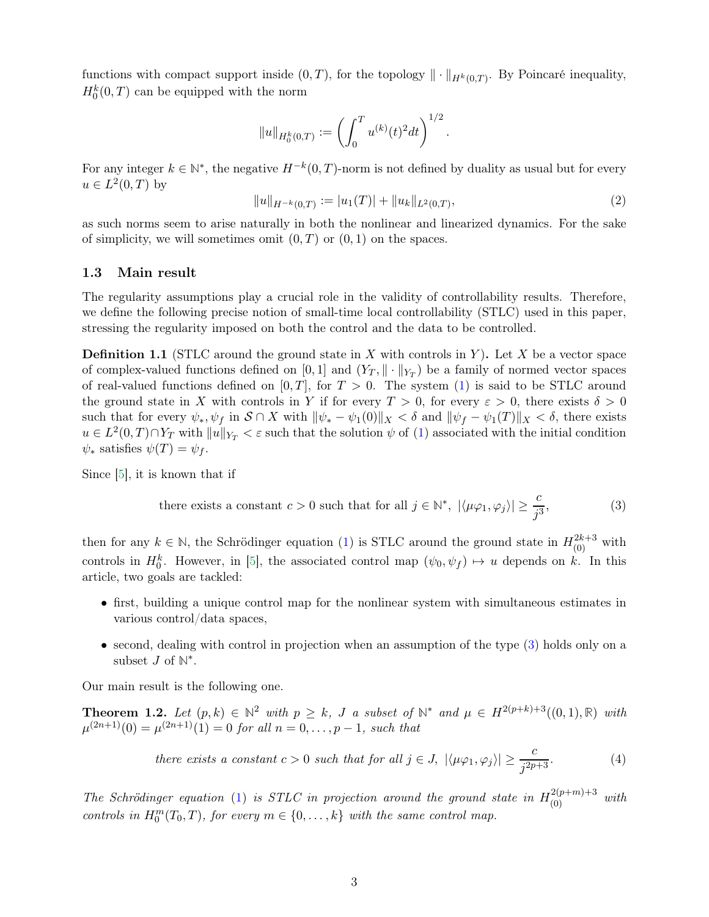functions with compact support inside $(0,T)$, for the topology $\|\cdot\|_{H^k(0,T)}$. By Poincaré inequality, $H^k_0(0,T)$ can be equipped with the norm

$$\|u\|_{H^k_0(0,T)} := \left(\int_0^T u^{(k)}(t)^2 dt\right)^{1/2}.$$

For any integer $k \in \mathbb{N}^*$, the negative $H^{-k}(0,T)$-norm is not defined by duality as usual but for every $u \in L^2(0,T)$ by

$$\|u\|_{H^{-k}(0,T)} := |u_1(T)| + \|u_k\|_{L^2(0,T)}, \tag{2}$$

as such norms seem to arise naturally in both the nonlinear and linearized dynamics. For the sake of simplicity, we will sometimes omit $(0,T)$ or $(0,1)$ on the spaces.

### 1.3 Main result

The regularity assumptions play a crucial role in the validity of controllability results. Therefore, we define the following precise notion of small-time local controllability (STLC) used in this paper, stressing the regularity imposed on both the control and the data to be controlled.

**Definition 1.1** (STLC around the ground state in $X$ with controls in $Y$)**.** Let $X$ be a vector space of complex-valued functions defined on $[0,1]$ and $(Y_T, \|\cdot\|_{Y_T})$ be a family of normed vector spaces of real-valued functions defined on $[0,T]$, for $T > 0$. The system (1) is said to be STLC around the ground state in $X$ with controls in $Y$ if for every $T > 0$, for every $\varepsilon > 0$, there exists $\delta > 0$ such that for every $\psi_*, \psi_f$ in $\mathcal{S} \cap X$ with $\|\psi_* - \psi_1(0)\|_X < \delta$ and $\|\psi_f - \psi_1(T)\|_X < \delta$, there exists $u \in L^2(0,T) \cap Y_T$ with $\|u\|_{Y_T} < \varepsilon$ such that the solution $\psi$ of (1) associated with the initial condition $\psi_*$ satisfies $\psi(T) = \psi_f$.

Since [5], it is known that if

$$\text{there exists a constant } c > 0 \text{ such that for all } j \in \mathbb{N}^*,\ |\langle \mu\varphi_1, \varphi_j\rangle| \geq \frac{c}{j^3}, \tag{3}$$

then for any $k \in \mathbb{N}$, the Schrödinger equation (1) is STLC around the ground state in $H^{2k+3}_{(0)}$ with controls in $H^k_0$. However, in [5], the associated control map $(\psi_0, \psi_f) \mapsto u$ depends on $k$. In this article, two goals are tackled:

- first, building a unique control map for the nonlinear system with simultaneous estimates in various control/data spaces,
- second, dealing with control in projection when an assumption of the type (3) holds only on a subset $J$ of $\mathbb{N}^*$.

Our main result is the following one.

**Theorem 1.2.** *Let $(p,k) \in \mathbb{N}^2$ with $p \geq k$, $J$ a subset of $\mathbb{N}^*$ and $\mu \in H^{2(p+k)+3}((0,1),\mathbb{R})$ with $\mu^{(2n+1)}(0) = \mu^{(2n+1)}(1) = 0$ for all $n = 0,\dots,p-1$, such that*

$$\text{there exists a constant } c > 0 \text{ such that for all } j \in J,\ |\langle \mu\varphi_1, \varphi_j\rangle| \geq \frac{c}{j^{2p+3}}. \tag{4}$$

*The Schrödinger equation (1) is STLC in projection around the ground state in $H^{2(p+m)+3}_{(0)}$ with controls in $H^m_0(T_0,T)$, for every $m \in \{0,\dots,k\}$ with the same control map.*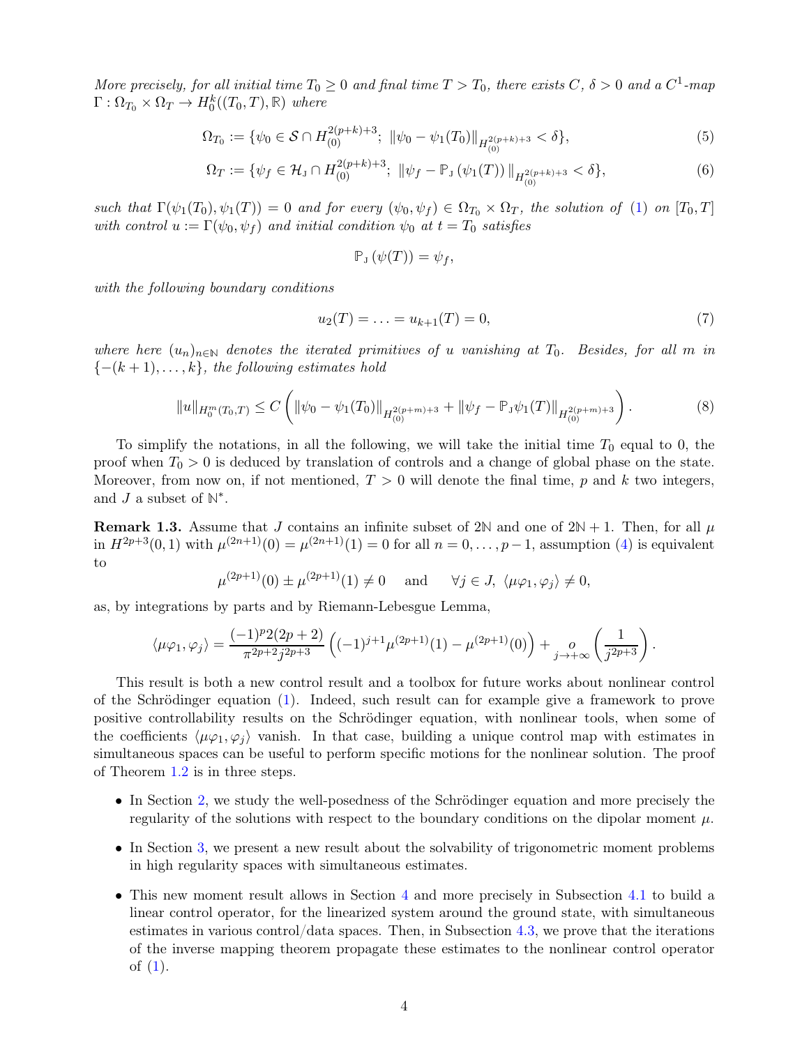*More precisely, for all initial time $T_0 \geq 0$ and final time $T > T_0$, there exists $C$, $\delta > 0$ and a $C^1$-map $\Gamma : \Omega_{T_0} \times \Omega_T \to H^k_0((T_0, T), \mathbb{R})$ where*

$$\Omega_{T_0} := \{\psi_0 \in \mathcal{S} \cap H^{2(p+k)+3}_{(0)};\ \|\psi_0 - \psi_1(T_0)\|_{H^{2(p+k)+3}_{(0)}} < \delta\}, \tag{5}$$

$$\Omega_T := \{\psi_f \in \mathcal{H}_{\rm J} \cap H^{2(p+k)+3}_{(0)};\ \|\psi_f - \mathbb{P}_{\rm J}(\psi_1(T))\|_{H^{2(p+k)+3}_{(0)}} < \delta\}, \tag{6}$$

*such that $\Gamma(\psi_1(T_0), \psi_1(T)) = 0$ and for every $(\psi_0, \psi_f) \in \Omega_{T_0} \times \Omega_T$, the solution of (1) on $[T_0, T]$ with control $u := \Gamma(\psi_0, \psi_f)$ and initial condition $\psi_0$ at $t = T_0$ satisfies*

$$\mathbb{P}_{\rm J}(\psi(T)) = \psi_f,$$

*with the following boundary conditions*

$$u_2(T) = \ldots = u_{k+1}(T) = 0, \tag{7}$$

*where here $(u_n)_{n\in\mathbb{N}}$ denotes the iterated primitives of $u$ vanishing at $T_0$. Besides, for all $m$ in $\{-(k+1), \ldots, k\}$, the following estimates hold*

$$\|u\|_{H^m_0(T_0,T)} \leq C\left(\|\psi_0 - \psi_1(T_0)\|_{H^{2(p+m)+3}_{(0)}} + \|\psi_f - \mathbb{P}_{\rm J}\psi_1(T)\|_{H^{2(p+m)+3}_{(0)}}\right). \tag{8}$$

To simplify the notations, in all the following, we will take the initial time $T_0$ equal to 0, the proof when $T_0 > 0$ is deduced by translation of controls and a change of global phase on the state. Moreover, from now on, if not mentioned, $T > 0$ will denote the final time, $p$ and $k$ two integers, and $J$ a subset of $\mathbb{N}^*$.

**Remark 1.3.** Assume that $J$ contains an infinite subset of $2\mathbb{N}$ and one of $2\mathbb{N}+1$. Then, for all $\mu$ in $H^{2p+3}(0,1)$ with $\mu^{(2n+1)}(0) = \mu^{(2n+1)}(1) = 0$ for all $n = 0, \ldots, p-1$, assumption (4) is equivalent to

$$\mu^{(2p+1)}(0) \pm \mu^{(2p+1)}(1) \neq 0 \quad \text{ and } \quad \forall j \in J,\ \langle \mu\varphi_1, \varphi_j \rangle \neq 0,$$

as, by integrations by parts and by Riemann-Lebesgue Lemma,

$$\langle \mu\varphi_1, \varphi_j \rangle = \frac{(-1)^p 2(2p+2)}{\pi^{2p+2} j^{2p+3}}\left((-1)^{j+1}\mu^{(2p+1)}(1) - \mu^{(2p+1)}(0)\right) + \underset{j\to+\infty}{o}\left(\frac{1}{j^{2p+3}}\right).$$

This result is both a new control result and a toolbox for future works about nonlinear control of the Schrödinger equation (1). Indeed, such result can for example give a framework to prove positive controllability results on the Schrödinger equation, with nonlinear tools, when some of the coefficients $\langle \mu\varphi_1, \varphi_j \rangle$ vanish. In that case, building a unique control map with estimates in simultaneous spaces can be useful to perform specific motions for the nonlinear solution. The proof of Theorem 1.2 is in three steps.

- In Section 2, we study the well-posedness of the Schrödinger equation and more precisely the regularity of the solutions with respect to the boundary conditions on the dipolar moment $\mu$.
- In Section 3, we present a new result about the solvability of trigonometric moment problems in high regularity spaces with simultaneous estimates.
- This new moment result allows in Section 4 and more precisely in Subsection 4.1 to build a linear control operator, for the linearized system around the ground state, with simultaneous estimates in various control/data spaces. Then, in Subsection 4.3, we prove that the iterations of the inverse mapping theorem propagate these estimates to the nonlinear control operator of (1).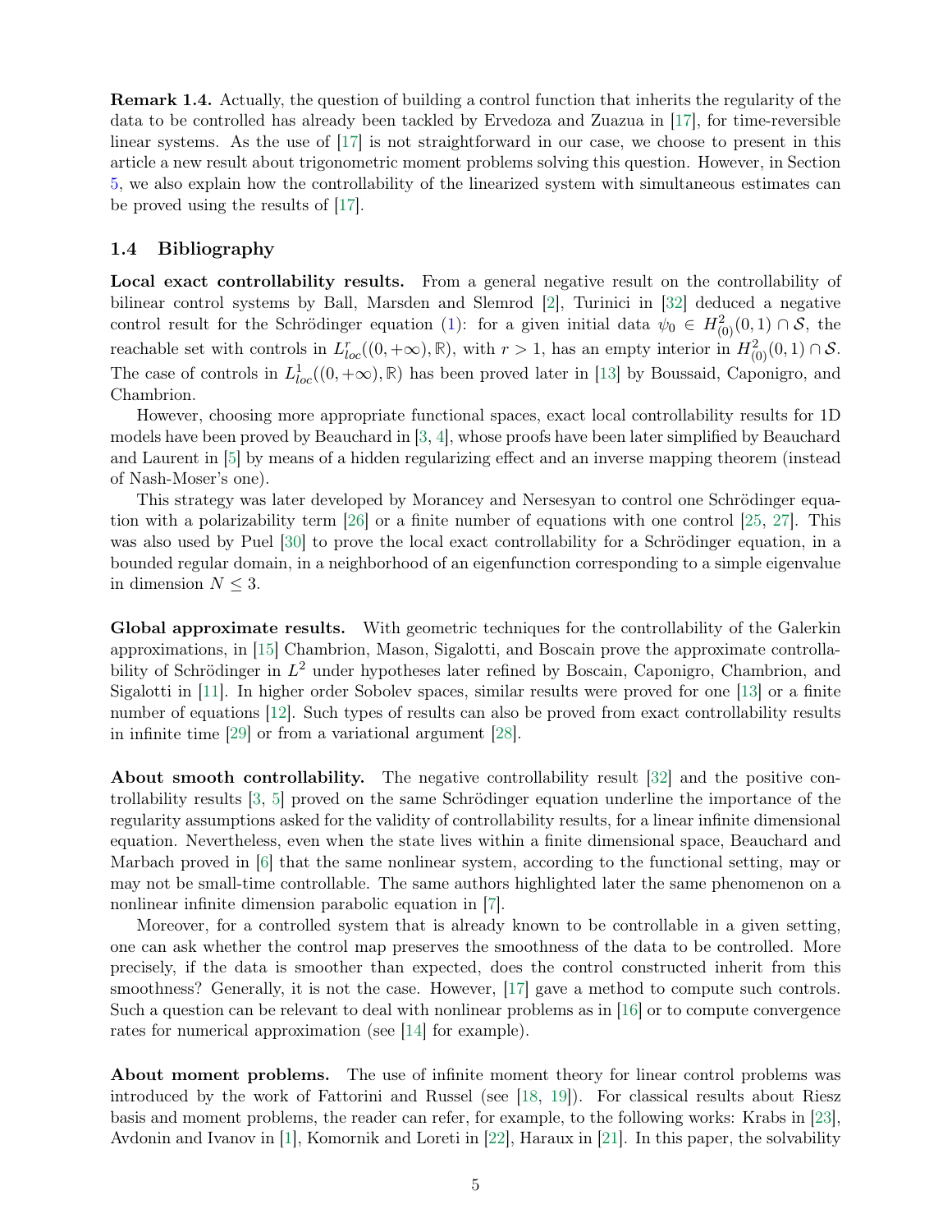**Remark 1.4.** Actually, the question of building a control function that inherits the regularity of the data to be controlled has already been tackled by Ervedoza and Zuazua in [17], for time-reversible linear systems. As the use of [17] is not straightforward in our case, we choose to present in this article a new result about trigonometric moment problems solving this question. However, in Section 5, we also explain how the controllability of the linearized system with simultaneous estimates can be proved using the results of [17].

### 1.4 Bibliography

**Local exact controllability results.** From a general negative result on the controllability of bilinear control systems by Ball, Marsden and Slemrod [2], Turinici in [32] deduced a negative control result for the Schrödinger equation (1): for a given initial data $\psi_0 \in H^2_{(0)}(0,1) \cap \mathcal{S}$, the reachable set with controls in $L^r_{loc}((0,+\infty),\mathbb{R})$, with $r > 1$, has an empty interior in $H^2_{(0)}(0,1) \cap \mathcal{S}$. The case of controls in $L^1_{loc}((0,+\infty),\mathbb{R})$ has been proved later in [13] by Boussaid, Caponigro, and Chambrion.

However, choosing more appropriate functional spaces, exact local controllability results for 1D models have been proved by Beauchard in [3, 4], whose proofs have been later simplified by Beauchard and Laurent in [5] by means of a hidden regularizing effect and an inverse mapping theorem (instead of Nash-Moser's one).

This strategy was later developed by Morancey and Nersesyan to control one Schrödinger equation with a polarizability term [26] or a finite number of equations with one control [25, 27]. This was also used by Puel [30] to prove the local exact controllability for a Schrödinger equation, in a bounded regular domain, in a neighborhood of an eigenfunction corresponding to a simple eigenvalue in dimension $N \leq 3$.

**Global approximate results.** With geometric techniques for the controllability of the Galerkin approximations, in [15] Chambrion, Mason, Sigalotti, and Boscain prove the approximate controllability of Schrödinger in $L^2$ under hypotheses later refined by Boscain, Caponigro, Chambrion, and Sigalotti in [11]. In higher order Sobolev spaces, similar results were proved for one [13] or a finite number of equations [12]. Such types of results can also be proved from exact controllability results in infinite time [29] or from a variational argument [28].

**About smooth controllability.** The negative controllability result [32] and the positive controllability results [3, 5] proved on the same Schrödinger equation underline the importance of the regularity assumptions asked for the validity of controllability results, for a linear infinite dimensional equation. Nevertheless, even when the state lives within a finite dimensional space, Beauchard and Marbach proved in [6] that the same nonlinear system, according to the functional setting, may or may not be small-time controllable. The same authors highlighted later the same phenomenon on a nonlinear infinite dimension parabolic equation in [7].

Moreover, for a controlled system that is already known to be controllable in a given setting, one can ask whether the control map preserves the smoothness of the data to be controlled. More precisely, if the data is smoother than expected, does the control constructed inherit from this smoothness? Generally, it is not the case. However, [17] gave a method to compute such controls. Such a question can be relevant to deal with nonlinear problems as in [16] or to compute convergence rates for numerical approximation (see [14] for example).

**About moment problems.** The use of infinite moment theory for linear control problems was introduced by the work of Fattorini and Russel (see [18, 19]). For classical results about Riesz basis and moment problems, the reader can refer, for example, to the following works: Krabs in [23], Avdonin and Ivanov in [1], Komornik and Loreti in [22], Haraux in [21]. In this paper, the solvability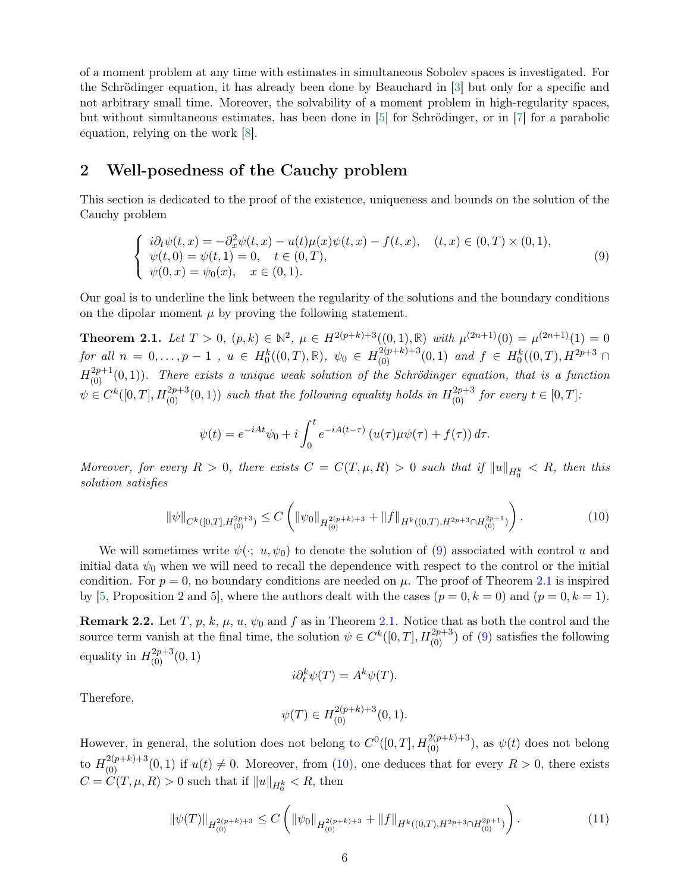of a moment problem at any time with estimates in simultaneous Sobolev spaces is investigated. For the Schrödinger equation, it has already been done by Beauchard in [3] but only for a specific and not arbitrary small time. Moreover, the solvability of a moment problem in high-regularity spaces, but without simultaneous estimates, has been done in [5] for Schrödinger, or in [7] for a parabolic equation, relying on the work [8].

## 2 Well-posedness of the Cauchy problem

This section is dedicated to the proof of the existence, uniqueness and bounds on the solution of the Cauchy problem

$$\begin{cases} i\partial_t \psi(t,x) = -\partial_x^2 \psi(t,x) - u(t)\mu(x)\psi(t,x) - f(t,x), \quad (t,x) \in (0,T)\times(0,1), \\ \psi(t,0) = \psi(t,1) = 0, \quad t \in (0,T), \\ \psi(0,x) = \psi_0(x), \quad x \in (0,1). \end{cases} \tag{9}$$

Our goal is to underline the link between the regularity of the solutions and the boundary conditions on the dipolar moment $\mu$ by proving the following statement.

**Theorem 2.1.** *Let $T > 0$, $(p,k) \in \mathbb{N}^2$, $\mu \in H^{2(p+k)+3}((0,1),\mathbb{R})$ with $\mu^{(2n+1)}(0) = \mu^{(2n+1)}(1) = 0$ for all $n = 0,\dots,p-1$ , $u \in H_0^k((0,T),\mathbb{R})$, $\psi_0 \in H_{(0)}^{2(p+k)+3}(0,1)$ and $f \in H_0^k((0,T), H^{2p+3} \cap H_{(0)}^{2p+1}(0,1))$. There exists a unique weak solution of the Schrödinger equation, that is a function $\psi \in C^k([0,T], H_{(0)}^{2p+3}(0,1))$ such that the following equality holds in $H_{(0)}^{2p+3}$ for every $t \in [0,T]$:*

$$\psi(t) = e^{-iAt}\psi_0 + i\int_0^t e^{-iA(t-\tau)}\left(u(\tau)\mu\psi(\tau) + f(\tau)\right)d\tau.$$

*Moreover, for every $R > 0$, there exists $C = C(T,\mu,R) > 0$ such that if $\|u\|_{H_0^k} < R$, then this solution satisfies*

$$\|\psi\|_{C^k([0,T],H_{(0)}^{2p+3})} \leq C\left(\|\psi_0\|_{H_{(0)}^{2(p+k)+3}} + \|f\|_{H^k((0,T),H^{2p+3}\cap H_{(0)}^{2p+1})}\right). \tag{10}$$

We will sometimes write $\psi(\cdot;\ u,\psi_0)$ to denote the solution of (9) associated with control $u$ and initial data $\psi_0$ when we will need to recall the dependence with respect to the control or the initial condition. For $p = 0$, no boundary conditions are needed on $\mu$. The proof of Theorem 2.1 is inspired by [5, Proposition 2 and 5], where the authors dealt with the cases $(p = 0, k = 0)$ and $(p = 0, k = 1)$.

**Remark 2.2.** Let $T$, $p$, $k$, $\mu$, $u$, $\psi_0$ and $f$ as in Theorem 2.1. Notice that as both the control and the source term vanish at the final time, the solution $\psi \in C^k([0,T], H_{(0)}^{2p+3})$ of (9) satisfies the following equality in $H_{(0)}^{2p+3}(0,1)$

$$i\partial_t^k \psi(T) = A^k \psi(T).$$

Therefore,

$$\psi(T) \in H_{(0)}^{2(p+k)+3}(0,1).$$

However, in general, the solution does not belong to $C^0([0,T], H_{(0)}^{2(p+k)+3})$, as $\psi(t)$ does not belong to $H_{(0)}^{2(p+k)+3}(0,1)$ if $u(t) \neq 0$. Moreover, from (10), one deduces that for every $R > 0$, there exists $C = C(T,\mu,R) > 0$ such that if $\|u\|_{H_0^k} < R$, then

$$\|\psi(T)\|_{H_{(0)}^{2(p+k)+3}} \leq C\left(\|\psi_0\|_{H_{(0)}^{2(p+k)+3}} + \|f\|_{H^k((0,T),H^{2p+3}\cap H_{(0)}^{2p+1})}\right). \tag{11}$$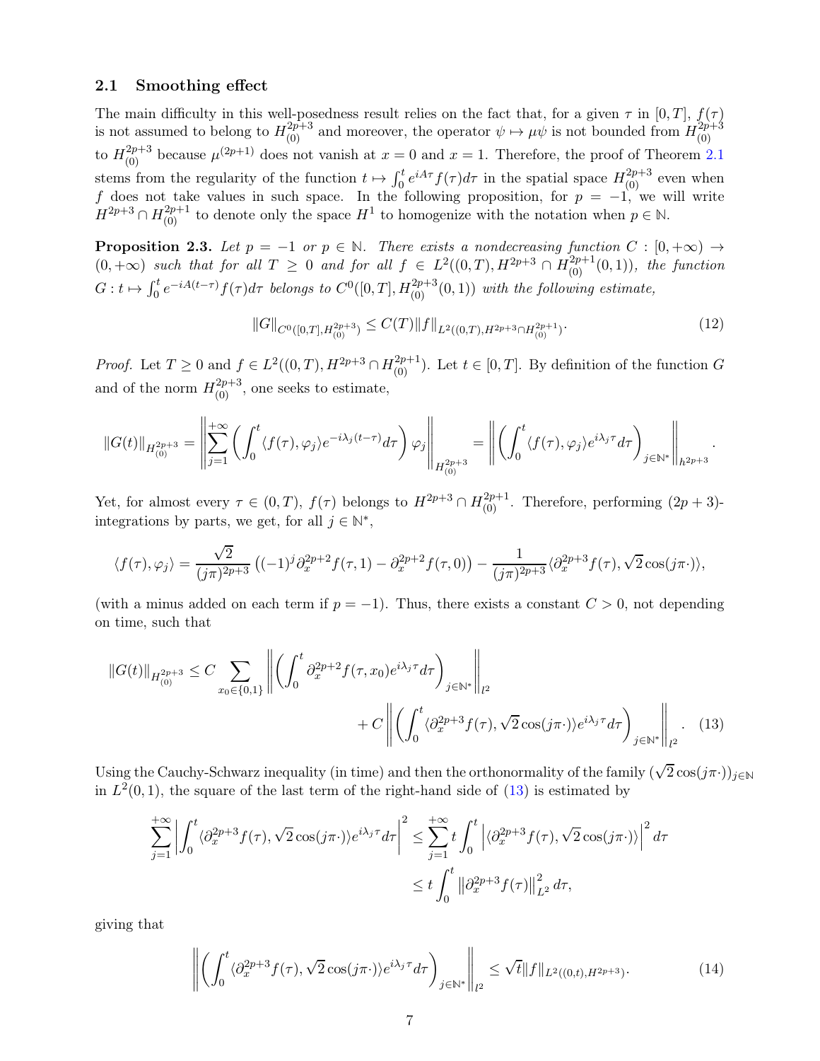### 2.1 Smoothing effect

The main difficulty in this well-posedness result relies on the fact that, for a given $\tau$ in $[0,T]$, $f(\tau)$ is not assumed to belong to $H^{2p+3}_{(0)}$ and moreover, the operator $\psi \mapsto \mu\psi$ is not bounded from $H^{2p+3}_{(0)}$ to $H^{2p+3}_{(0)}$ because $\mu^{(2p+1)}$ does not vanish at $x=0$ and $x=1$. Therefore, the proof of Theorem 2.1 stems from the regularity of the function $t \mapsto \int_0^t e^{iA\tau} f(\tau) d\tau$ in the spatial space $H^{2p+3}_{(0)}$ even when $f$ does not take values in such space. In the following proposition, for $p=-1$, we will write $H^{2p+3} \cap H^{2p+1}_{(0)}$ to denote only the space $H^1$ to homogenize with the notation when $p \in \mathbb{N}$.

**Proposition 2.3.** *Let $p=-1$ or $p \in \mathbb{N}$. There exists a nondecreasing function $C : [0,+\infty) \to (0,+\infty)$ such that for all $T \geq 0$ and for all $f \in L^2((0,T), H^{2p+3} \cap H^{2p+1}_{(0)}(0,1))$, the function $G : t \mapsto \int_0^t e^{-iA(t-\tau)} f(\tau) d\tau$ belongs to $C^0([0,T], H^{2p+3}_{(0)}(0,1))$ with the following estimate,*

$$\|G\|_{C^0([0,T],H^{2p+3}_{(0)})} \leq C(T) \|f\|_{L^2((0,T),H^{2p+3} \cap H^{2p+1}_{(0)})}. \tag{12}$$

*Proof.* Let $T \geq 0$ and $f \in L^2((0,T), H^{2p+3} \cap H^{2p+1}_{(0)})$. Let $t \in [0,T]$. By definition of the function $G$ and of the norm $H^{2p+3}_{(0)}$, one seeks to estimate,

$$\|G(t)\|_{H^{2p+3}_{(0)}} = \left\| \sum_{j=1}^{+\infty} \left( \int_0^t \langle f(\tau), \varphi_j \rangle e^{-i\lambda_j (t-\tau)} d\tau \right) \varphi_j \right\|_{H^{2p+3}_{(0)}} = \left\| \left( \int_0^t \langle f(\tau), \varphi_j \rangle e^{i\lambda_j \tau} d\tau \right)_{j \in \mathbb{N}^*} \right\|_{h^{2p+3}}.$$

Yet, for almost every $\tau \in (0,T)$, $f(\tau)$ belongs to $H^{2p+3} \cap H^{2p+1}_{(0)}$. Therefore, performing $(2p+3)$-integrations by parts, we get, for all $j \in \mathbb{N}^*$,

$$\langle f(\tau), \varphi_j \rangle = \frac{\sqrt{2}}{(j\pi)^{2p+3}} \left( (-1)^j \partial_x^{2p+2} f(\tau,1) - \partial_x^{2p+2} f(\tau,0) \right) - \frac{1}{(j\pi)^{2p+3}} \langle \partial_x^{2p+3} f(\tau), \sqrt{2}\cos(j\pi \cdot) \rangle,$$

(with a minus added on each term if $p=-1$). Thus, there exists a constant $C>0$, not depending on time, such that

$$\|G(t)\|_{H^{2p+3}_{(0)}} \leq C \sum_{x_0 \in \{0,1\}} \left\| \left( \int_0^t \partial_x^{2p+2} f(\tau, x_0) e^{i\lambda_j \tau} d\tau \right)_{j \in \mathbb{N}^*} \right\|_{l^2} + C \left\| \left( \int_0^t \langle \partial_x^{2p+3} f(\tau), \sqrt{2}\cos(j\pi \cdot) \rangle e^{i\lambda_j \tau} d\tau \right)_{j \in \mathbb{N}^*} \right\|_{l^2}. \tag{13}$$

Using the Cauchy-Schwarz inequality (in time) and then the orthonormality of the family $(\sqrt{2}\cos(j\pi \cdot))_{j \in \mathbb{N}}$ in $L^2(0,1)$, the square of the last term of the right-hand side of (13) is estimated by

$$\begin{aligned}\sum_{j=1}^{+\infty} \left| \int_0^t \langle \partial_x^{2p+3} f(\tau), \sqrt{2}\cos(j\pi \cdot) \rangle e^{i\lambda_j \tau} d\tau \right|^2 &\leq \sum_{j=1}^{+\infty} t \int_0^t \left| \langle \partial_x^{2p+3} f(\tau), \sqrt{2}\cos(j\pi \cdot) \rangle \right|^2 d\tau \\ &\leq t \int_0^t \left\| \partial_x^{2p+3} f(\tau) \right\|^2_{L^2} d\tau,\end{aligned}$$

giving that

$$\left\| \left( \int_0^t \langle \partial_x^{2p+3} f(\tau), \sqrt{2}\cos(j\pi \cdot) \rangle e^{i\lambda_j \tau} d\tau \right)_{j \in \mathbb{N}^*} \right\|_{l^2} \leq \sqrt{t} \|f\|_{L^2((0,t),H^{2p+3})}. \tag{14}$$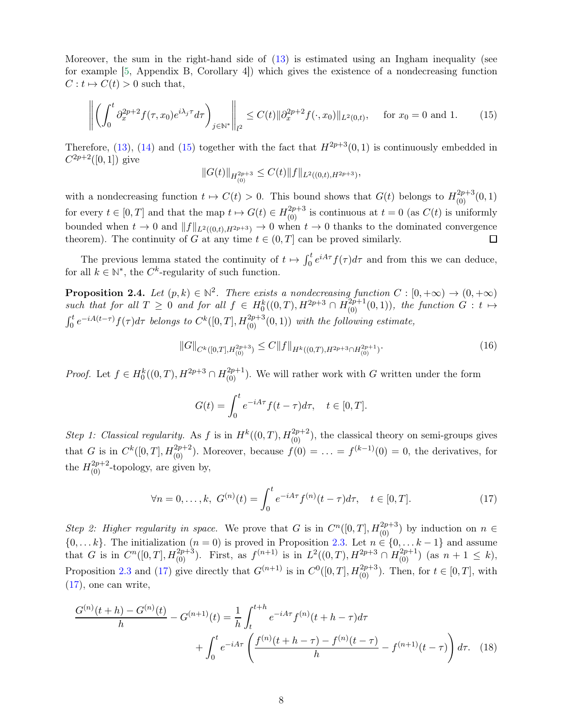Moreover, the sum in the right-hand side of (13) is estimated using an Ingham inequality (see for example [5, Appendix B, Corollary 4]) which gives the existence of a nondecreasing function $C : t \mapsto C(t) > 0$ such that,

$$\left\| \left( \int_0^t \partial_x^{2p+2} f(\tau, x_0) e^{i\lambda_j \tau} d\tau \right)_{j\in\mathbb{N}^*} \right\|_{l^2} \leq C(t) \|\partial_x^{2p+2} f(\cdot, x_0)\|_{L^2(0,t)}, \quad \text{for } x_0 = 0 \text{ and } 1. \tag{15}$$

Therefore, (13), (14) and (15) together with the fact that $H^{2p+3}(0,1)$ is continuously embedded in $C^{2p+2}([0,1])$ give

$$\|G(t)\|_{H^{2p+3}_{(0)}} \leq C(t) \|f\|_{L^2((0,t),H^{2p+3})},$$

with a nondecreasing function $t \mapsto C(t) > 0$. This bound shows that $G(t)$ belongs to $H^{2p+3}_{(0)}(0,1)$ for every $t \in [0,T]$ and that the map $t \mapsto G(t) \in H^{2p+3}_{(0)}$ is continuous at $t = 0$ (as $C(t)$ is uniformly bounded when $t \to 0$ and $\|f\|_{L^2((0,t),H^{2p+3})} \to 0$ when $t \to 0$ thanks to the dominated convergence theorem). The continuity of $G$ at any time $t \in (0,T]$ can be proved similarly. $\square$

The previous lemma stated the continuity of $t \mapsto \int_0^t e^{iA\tau} f(\tau) d\tau$ and from this we can deduce, for all $k \in \mathbb{N}^*$, the $C^k$-regularity of such function.

**Proposition 2.4.** *Let $(p,k) \in \mathbb{N}^2$. There exists a nondecreasing function $C : [0,+\infty) \to (0,+\infty)$ such that for all $T \geq 0$ and for all $f \in H^k_0((0,T), H^{2p+3} \cap H^{2p+1}_{(0)}(0,1))$, the function $G : t \mapsto \int_0^t e^{-iA(t-\tau)} f(\tau) d\tau$ belongs to $C^k([0,T], H^{2p+3}_{(0)}(0,1))$ with the following estimate,*

$$\|G\|_{C^k([0,T],H^{2p+3}_{(0)})} \leq C \|f\|_{H^k((0,T),H^{2p+3}\cap H^{2p+1}_{(0)})}. \tag{16}$$

*Proof.* Let $f \in H^k_0((0,T), H^{2p+3} \cap H^{2p+1}_{(0)})$. We will rather work with $G$ written under the form

$$G(t) = \int_0^t e^{-iA\tau} f(t-\tau) d\tau, \quad t \in [0,T].$$

*Step 1: Classical regularity.* As $f$ is in $H^k((0,T), H^{2p+2}_{(0)})$, the classical theory on semi-groups gives that $G$ is in $C^k([0,T], H^{2p+2}_{(0)})$. Moreover, because $f(0) = \ldots = f^{(k-1)}(0) = 0$, the derivatives, for the $H^{2p+2}_{(0)}$-topology, are given by,

$$\forall n = 0, \ldots, k, \; G^{(n)}(t) = \int_0^t e^{-iA\tau} f^{(n)}(t-\tau) d\tau, \quad t \in [0,T]. \tag{17}$$

*Step 2: Higher regularity in space.* We prove that $G$ is in $C^n([0,T], H^{2p+3}_{(0)})$ by induction on $n \in \{0, \ldots k\}$. The initialization ($n = 0$) is proved in Proposition 2.3. Let $n \in \{0, \ldots k-1\}$ and assume that $G$ is in $C^n([0,T], H^{2p+3}_{(0)})$. First, as $f^{(n+1)}$ is in $L^2((0,T), H^{2p+3} \cap H^{2p+1}_{(0)})$ (as $n+1 \leq k$), Proposition 2.3 and (17) give directly that $G^{(n+1)}$ is in $C^0([0,T], H^{2p+3}_{(0)})$. Then, for $t \in [0,T]$, with (17), one can write,

$$\begin{aligned}
\frac{G^{(n)}(t+h) - G^{(n)}(t)}{h} - G^{(n+1)}(t) &= \frac{1}{h} \int_t^{t+h} e^{-iA\tau} f^{(n)}(t+h-\tau) d\tau \\
&\quad + \int_0^t e^{-iA\tau} \left( \frac{f^{(n)}(t+h-\tau) - f^{(n)}(t-\tau)}{h} - f^{(n+1)}(t-\tau) \right) d\tau.
\end{aligned} \tag{18}$$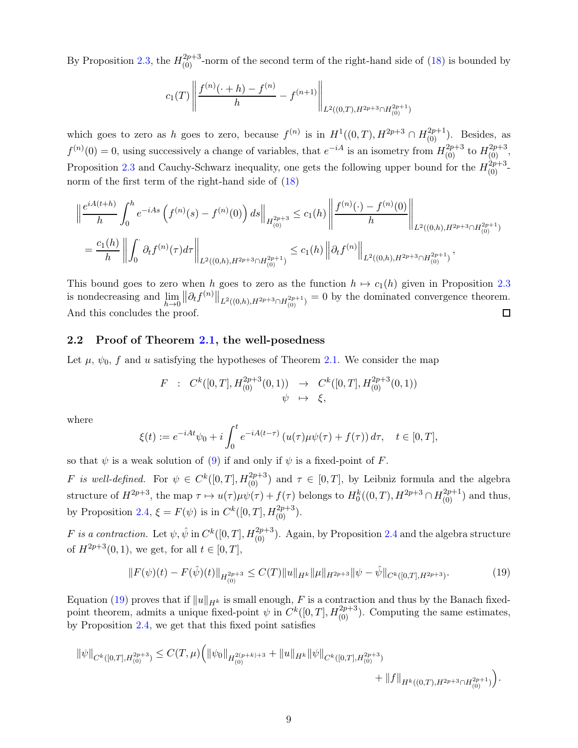By Proposition 2.3, the $H^{2p+3}_{(0)}$-norm of the second term of the right-hand side of (18) is bounded by

$$c_1(T)\left\|\frac{f^{(n)}(\cdot+h)-f^{(n)}}{h}-f^{(n+1)}\right\|_{L^2((0,T),H^{2p+3}\cap H^{2p+1}_{(0)})}$$

which goes to zero as $h$ goes to zero, because $f^{(n)}$ is in $H^1((0,T),H^{2p+3}\cap H^{2p+1}_{(0)})$. Besides, as $f^{(n)}(0)=0$, using successively a change of variables, that $e^{-iA}$ is an isometry from $H^{2p+3}_{(0)}$ to $H^{2p+3}_{(0)}$, Proposition 2.3 and Cauchy-Schwarz inequality, one gets the following upper bound for the $H^{2p+3}_{(0)}$-norm of the first term of the right-hand side of (18)

$$\begin{aligned}
&\left\|\frac{e^{iA(t+h)}}{h}\int_0^h e^{-iAs}\left(f^{(n)}(s)-f^{(n)}(0)\right)ds\right\|_{H^{2p+3}_{(0)}}\leq c_1(h)\left\|\frac{f^{(n)}(\cdot)-f^{(n)}(0)}{h}\right\|_{L^2((0,h),H^{2p+3}\cap H^{2p+1}_{(0)})}\\
&=\frac{c_1(h)}{h}\left\|\int_0^{\cdot}\partial_t f^{(n)}(\tau)d\tau\right\|_{L^2((0,h),H^{2p+3}\cap H^{2p+1}_{(0)})}\leq c_1(h)\left\|\partial_t f^{(n)}\right\|_{L^2((0,h),H^{2p+3}\cap H^{2p+1}_{(0)})},
\end{aligned}$$

This bound goes to zero when $h$ goes to zero as the function $h\mapsto c_1(h)$ given in Proposition 2.3 is nondecreasing and $\lim_{h\to 0}\left\|\partial_t f^{(n)}\right\|_{L^2((0,h),H^{2p+3}\cap H^{2p+1}_{(0)})}=0$ by the dominated convergence theorem. And this concludes the proof. ∎

## 2.2 Proof of Theorem 2.1, the well-posedness

Let $\mu$, $\psi_0$, $f$ and $u$ satisfying the hypotheses of Theorem 2.1. We consider the map

$$\begin{array}{rccc}
F & : & C^k([0,T],H^{2p+3}_{(0)}(0,1)) & \to & C^k([0,T],H^{2p+3}_{(0)}(0,1))\\
& & \psi & \mapsto & \xi,
\end{array}$$

where

$$\xi(t):=e^{-iAt}\psi_0+i\int_0^t e^{-iA(t-\tau)}\left(u(\tau)\mu\psi(\tau)+f(\tau)\right)d\tau,\quad t\in[0,T],$$

so that $\psi$ is a weak solution of (9) if and only if $\psi$ is a fixed-point of $F$.

*F is well-defined.* For $\psi\in C^k([0,T],H^{2p+3}_{(0)})$ and $\tau\in[0,T]$, by Leibniz formula and the algebra structure of $H^{2p+3}$, the map $\tau\mapsto u(\tau)\mu\psi(\tau)+f(\tau)$ belongs to $H^k_0((0,T),H^{2p+3}\cap H^{2p+1}_{(0)})$ and thus, by Proposition 2.4, $\xi=F(\psi)$ is in $C^k([0,T],H^{2p+3}_{(0)})$.

*F is a contraction.* Let $\psi,\hat\psi$ in $C^k([0,T],H^{2p+3}_{(0)})$. Again, by Proposition 2.4 and the algebra structure of $H^{2p+3}(0,1)$, we get, for all $t\in[0,T]$,

$$\|F(\psi)(t)-F(\hat\psi)(t)\|_{H^{2p+3}_{(0)}}\leq C(T)\|u\|_{H^k}\|\mu\|_{H^{2p+3}}\|\psi-\hat\psi\|_{C^k([0,T],H^{2p+3})}. \tag{19}$$

Equation (19) proves that if $\|u\|_{H^k}$ is small enough, $F$ is a contraction and thus by the Banach fixed-point theorem, admits a unique fixed-point $\psi$ in $C^k([0,T],H^{2p+3}_{(0)})$. Computing the same estimates, by Proposition 2.4, we get that this fixed point satisfies

$$\begin{aligned}
\|\psi\|_{C^k([0,T],H^{2p+3}_{(0)})}\leq C(T,\mu)\Big(&\|\psi_0\|_{H^{2(p+k)+3}_{(0)}}+\|u\|_{H^k}\|\psi\|_{C^k([0,T],H^{2p+3}_{(0)})}\\
&+\|f\|_{H^k((0,T),H^{2p+3}\cap H^{2p+1}_{(0)})}\Big).
\end{aligned}$$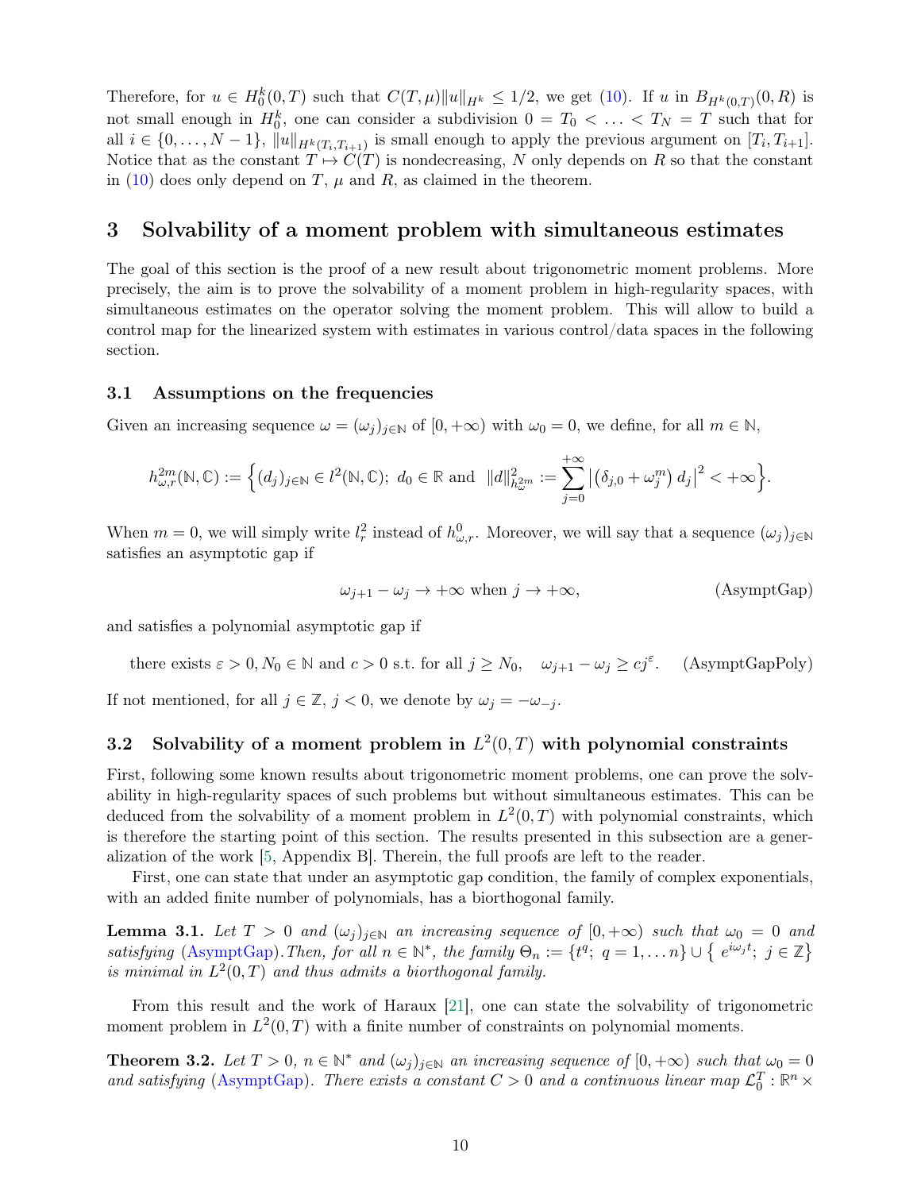Therefore, for $u \in H_0^k(0,T)$ such that $C(T,\mu)\|u\|_{H^k} \leq 1/2$, we get (10). If $u$ in $B_{H^k(0,T)}(0,R)$ is not small enough in $H_0^k$, one can consider a subdivision $0 = T_0 < \ldots < T_N = T$ such that for all $i \in \{0,\ldots,N-1\}$, $\|u\|_{H^k(T_i,T_{i+1})}$ is small enough to apply the previous argument on $[T_i,T_{i+1}]$. Notice that as the constant $T \mapsto C(T)$ is nondecreasing, $N$ only depends on $R$ so that the constant in (10) does only depend on $T$, $\mu$ and $R$, as claimed in the theorem.

## 3 Solvability of a moment problem with simultaneous estimates

The goal of this section is the proof of a new result about trigonometric moment problems. More precisely, the aim is to prove the solvability of a moment problem in high-regularity spaces, with simultaneous estimates on the operator solving the moment problem. This will allow to build a control map for the linearized system with estimates in various control/data spaces in the following section.

### 3.1 Assumptions on the frequencies

Given an increasing sequence $\omega = (\omega_j)_{j\in\mathbb{N}}$ of $[0,+\infty)$ with $\omega_0 = 0$, we define, for all $m \in \mathbb{N}$,

$$h^{2m}_{\omega,r}(\mathbb{N},\mathbb{C}) := \Big\{(d_j)_{j\in\mathbb{N}} \in l^2(\mathbb{N},\mathbb{C});\ d_0 \in \mathbb{R} \text{ and } \ \|d\|^2_{h^{2m}_\omega} := \sum_{j=0}^{+\infty} \big|\big(\delta_{j,0} + \omega_j^m\big)\, d_j\big|^2 < +\infty\Big\}.$$

When $m = 0$, we will simply write $l^2_r$ instead of $h^0_{\omega,r}$. Moreover, we will say that a sequence $(\omega_j)_{j\in\mathbb{N}}$ satisfies an asymptotic gap if

$$\omega_{j+1} - \omega_j \to +\infty \text{ when } j \to +\infty, \tag{AsymptGap}$$

and satisfies a polynomial asymptotic gap if

$$\text{there exists } \varepsilon > 0, N_0 \in \mathbb{N} \text{ and } c > 0 \text{ s.t. for all } j \geq N_0, \quad \omega_{j+1} - \omega_j \geq c j^{\varepsilon}. \tag{AsymptGapPoly}$$

If not mentioned, for all $j \in \mathbb{Z}$, $j < 0$, we denote by $\omega_j = -\omega_{-j}$.

### 3.2 Solvability of a moment problem in $L^2(0,T)$ with polynomial constraints

First, following some known results about trigonometric moment problems, one can prove the solvability in high-regularity spaces of such problems but without simultaneous estimates. This can be deduced from the solvability of a moment problem in $L^2(0,T)$ with polynomial constraints, which is therefore the starting point of this section. The results presented in this subsection are a generalization of the work [5, Appendix B]. Therein, the full proofs are left to the reader.

First, one can state that under an asymptotic gap condition, the family of complex exponentials, with an added finite number of polynomials, has a biorthogonal family.

**Lemma 3.1.** *Let $T > 0$ and $(\omega_j)_{j\in\mathbb{N}}$ an increasing sequence of $[0,+\infty)$ such that $\omega_0 = 0$ and satisfying (AsymptGap). Then, for all $n \in \mathbb{N}^*$, the family $\Theta_n := \{t^q;\ q = 1,\ldots n\} \cup \{\ e^{i\omega_j t};\ j \in \mathbb{Z}\}$ is minimal in $L^2(0,T)$ and thus admits a biorthogonal family.*

From this result and the work of Haraux [21], one can state the solvability of trigonometric moment problem in $L^2(0,T)$ with a finite number of constraints on polynomial moments.

**Theorem 3.2.** *Let $T > 0$, $n \in \mathbb{N}^*$ and $(\omega_j)_{j\in\mathbb{N}}$ an increasing sequence of $[0,+\infty)$ such that $\omega_0 = 0$ and satisfying (AsymptGap). There exists a constant $C > 0$ and a continuous linear map $\mathcal{L}_0^T : \mathbb{R}^n \times$*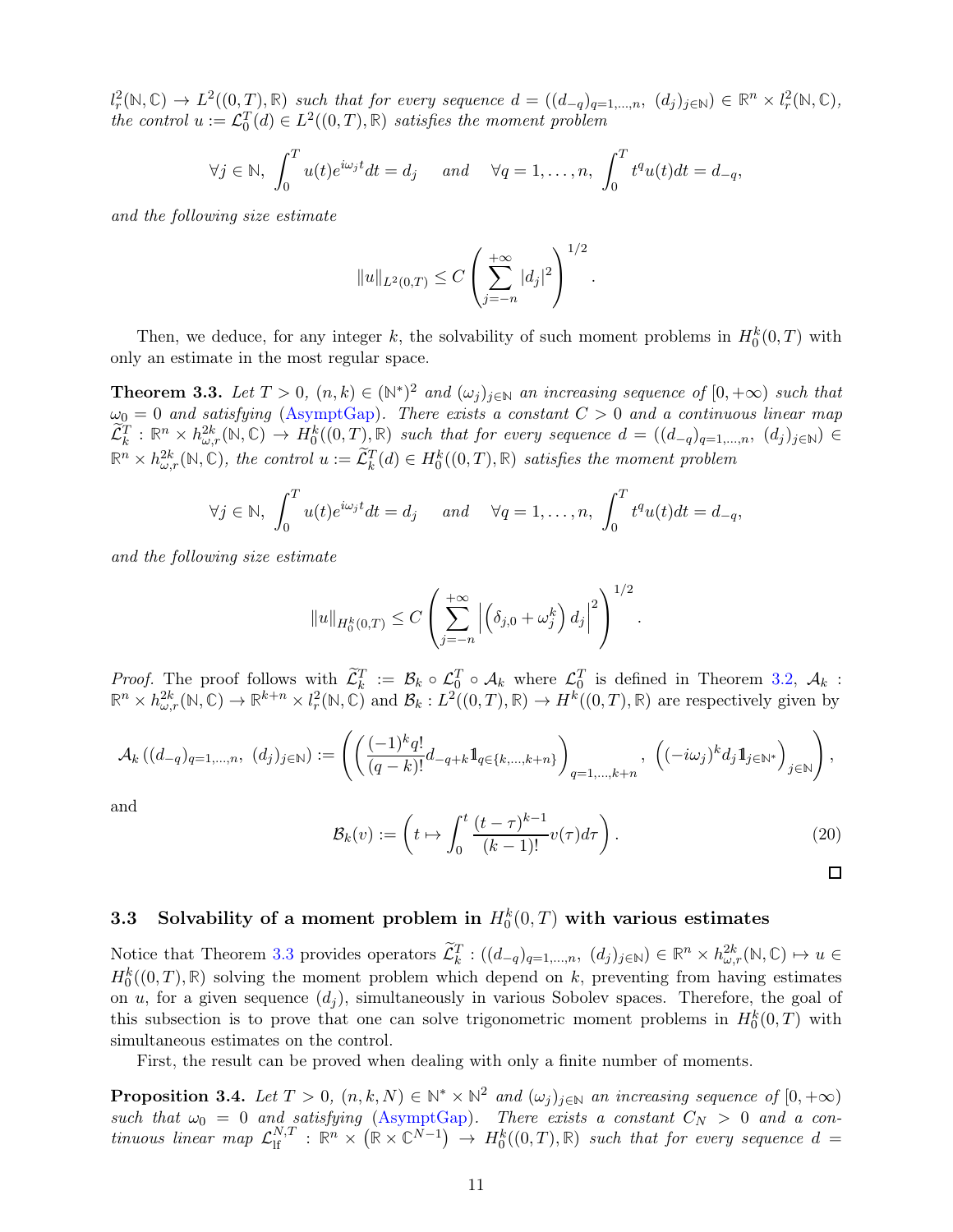$l^2_r(\mathbb{N},\mathbb{C}) \to L^2((0,T),\mathbb{R})$ *such that for every sequence* $d = ((d_{-q})_{q=1,\dots,n},\ (d_j)_{j\in\mathbb{N}}) \in \mathbb{R}^n \times l^2_r(\mathbb{N},\mathbb{C})$, *the control* $u := \mathcal{L}^T_0(d) \in L^2((0,T),\mathbb{R})$ *satisfies the moment problem*

$$\forall j \in \mathbb{N},\ \int_0^T u(t)e^{i\omega_j t}dt = d_j \quad \text{and} \quad \forall q = 1,\dots,n,\ \int_0^T t^q u(t)dt = d_{-q},$$

*and the following size estimate*

$$\|u\|_{L^2(0,T)} \le C \left( \sum_{j=-n}^{+\infty} |d_j|^2 \right)^{1/2}.$$

Then, we deduce, for any integer $k$, the solvability of such moment problems in $H^k_0(0,T)$ with only an estimate in the most regular space.

**Theorem 3.3.** *Let* $T > 0$, $(n,k) \in (\mathbb{N}^*)^2$ *and* $(\omega_j)_{j\in\mathbb{N}}$ *an increasing sequence of* $[0,+\infty)$ *such that* $\omega_0 = 0$ *and satisfying* (AsymptGap). *There exists a constant* $C > 0$ *and a continuous linear map* $\widetilde{\mathcal{L}}^T_k : \mathbb{R}^n \times h^{2k}_{\omega,r}(\mathbb{N},\mathbb{C}) \to H^k_0((0,T),\mathbb{R})$ *such that for every sequence* $d = ((d_{-q})_{q=1,\dots,n},\ (d_j)_{j\in\mathbb{N}}) \in \mathbb{R}^n \times h^{2k}_{\omega,r}(\mathbb{N},\mathbb{C})$, *the control* $u := \widetilde{\mathcal{L}}^T_k(d) \in H^k_0((0,T),\mathbb{R})$ *satisfies the moment problem*

$$\forall j \in \mathbb{N},\ \int_0^T u(t)e^{i\omega_j t}dt = d_j \quad \text{and} \quad \forall q = 1,\dots,n,\ \int_0^T t^q u(t)dt = d_{-q},$$

*and the following size estimate*

$$\|u\|_{H^k_0(0,T)} \le C \left( \sum_{j=-n}^{+\infty} \left| \left(\delta_{j,0} + \omega_j^k\right) d_j \right|^2 \right)^{1/2}.$$

*Proof.* The proof follows with $\widetilde{\mathcal{L}}^T_k := \mathcal{B}_k \circ \mathcal{L}^T_0 \circ \mathcal{A}_k$ where $\mathcal{L}^T_0$ is defined in Theorem 3.2, $\mathcal{A}_k : \mathbb{R}^n \times h^{2k}_{\omega,r}(\mathbb{N},\mathbb{C}) \to \mathbb{R}^{k+n} \times l^2_r(\mathbb{N},\mathbb{C})$ and $\mathcal{B}_k : L^2((0,T),\mathbb{R}) \to H^k((0,T),\mathbb{R})$ are respectively given by

$$\mathcal{A}_k\left((d_{-q})_{q=1,\dots,n},\ (d_j)_{j\in\mathbb{N}}\right) := \left( \left( \frac{(-1)^k q!}{(q-k)!} d_{-q+k} \mathbb{1}_{q\in\{k,\dots,k+n\}} \right)_{q=1,\dots,k+n},\ \left( (-i\omega_j)^k d_j \mathbb{1}_{j\in\mathbb{N}^*} \right)_{j\in\mathbb{N}} \right),$$

and

$$\mathcal{B}_k(v) := \left( t \mapsto \int_0^t \frac{(t-\tau)^{k-1}}{(k-1)!} v(\tau)d\tau \right). \tag{20}$$

$\square$

### 3.3 Solvability of a moment problem in $H^k_0(0,T)$ with various estimates

Notice that Theorem 3.3 provides operators $\widetilde{\mathcal{L}}^T_k : ((d_{-q})_{q=1,\dots,n},\ (d_j)_{j\in\mathbb{N}}) \in \mathbb{R}^n \times h^{2k}_{\omega,r}(\mathbb{N},\mathbb{C}) \mapsto u \in H^k_0((0,T),\mathbb{R})$ solving the moment problem which depend on $k$, preventing from having estimates on $u$, for a given sequence $(d_j)$, simultaneously in various Sobolev spaces. Therefore, the goal of this subsection is to prove that one can solve trigonometric moment problems in $H^k_0(0,T)$ with simultaneous estimates on the control.

First, the result can be proved when dealing with only a finite number of moments.

**Proposition 3.4.** *Let* $T > 0$, $(n,k,N) \in \mathbb{N}^* \times \mathbb{N}^2$ *and* $(\omega_j)_{j\in\mathbb{N}}$ *an increasing sequence of* $[0,+\infty)$ *such that* $\omega_0 = 0$ *and satisfying* (AsymptGap). *There exists a constant* $C_N > 0$ *and a continuous linear map* $\mathcal{L}^{N,T}_{\text{lf}} : \mathbb{R}^n \times \left(\mathbb{R} \times \mathbb{C}^{N-1}\right) \to H^k_0((0,T),\mathbb{R})$ *such that for every sequence* $d =$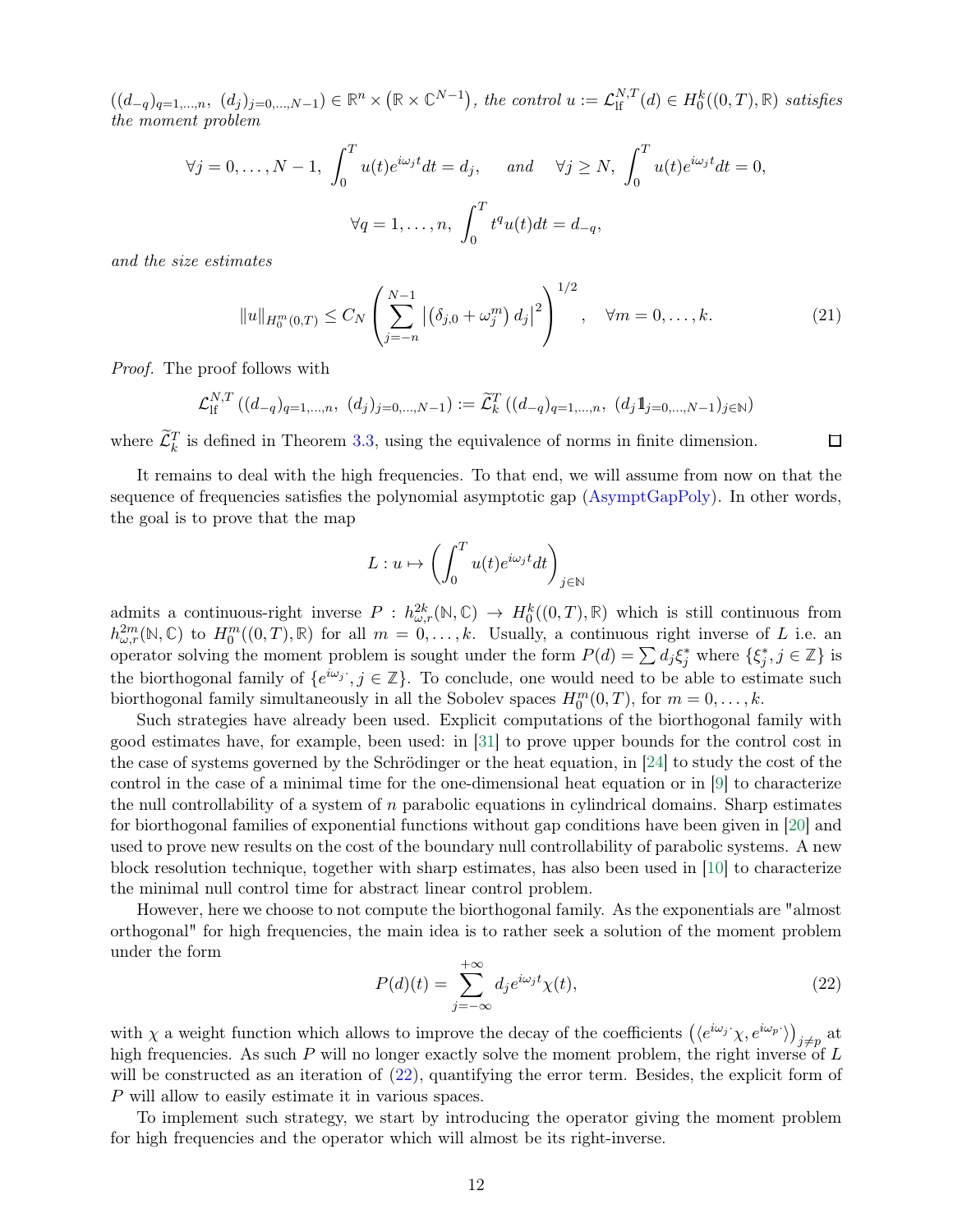$((d_{-q})_{q=1,\dots,n},\ (d_j)_{j=0,\dots,N-1}) \in \mathbb{R}^n \times \left(\mathbb{R} \times \mathbb{C}^{N-1}\right)$, *the control* $u := \mathcal{L}_{\mathrm{lf}}^{N,T}(d) \in H_0^k((0,T),\mathbb{R})$ *satisfies the moment problem*

$$\forall j = 0,\dots,N-1,\ \int_0^T u(t)e^{i\omega_j t}dt = d_j, \quad \text{and} \quad \forall j \geq N,\ \int_0^T u(t)e^{i\omega_j t}dt = 0,$$

$$\forall q = 1,\dots,n,\ \int_0^T t^q u(t)dt = d_{-q},$$

*and the size estimates*

$$\|u\|_{H_0^m(0,T)} \leq C_N \left( \sum_{j=-n}^{N-1} \left| \left(\delta_{j,0} + \omega_j^m\right) d_j \right|^2 \right)^{1/2}, \quad \forall m = 0,\dots,k. \tag{21}$$

*Proof.* The proof follows with

$$\mathcal{L}_{\mathrm{lf}}^{N,T}\left((d_{-q})_{q=1,\dots,n},\ (d_j)_{j=0,\dots,N-1}\right) := \widetilde{\mathcal{L}}_k^T\left((d_{-q})_{q=1,\dots,n},\ (d_j \mathbb{1}_{j=0,\dots,N-1})_{j\in\mathbb{N}}\right)$$

where $\widetilde{\mathcal{L}}_k^T$ is defined in Theorem 3.3, using the equivalence of norms in finite dimension. $\square$

It remains to deal with the high frequencies. To that end, we will assume from now on that the sequence of frequencies satisfies the polynomial asymptotic gap (AsymptGapPoly). In other words, the goal is to prove that the map

$$L : u \mapsto \left( \int_0^T u(t)e^{i\omega_j t}dt \right)_{j\in\mathbb{N}}$$

admits a continuous-right inverse $P : h_{\omega,r}^{2k}(\mathbb{N},\mathbb{C}) \to H_0^k((0,T),\mathbb{R})$ which is still continuous from $h_{\omega,r}^{2m}(\mathbb{N},\mathbb{C})$ to $H_0^m((0,T),\mathbb{R})$ for all $m = 0,\dots,k$. Usually, a continuous right inverse of $L$ i.e. an operator solving the moment problem is sought under the form $P(d) = \sum d_j \xi_j^*$ where $\{\xi_j^*, j \in \mathbb{Z}\}$ is the biorthogonal family of $\{e^{i\omega_j \cdot}, j \in \mathbb{Z}\}$. To conclude, one would need to be able to estimate such biorthogonal family simultaneously in all the Sobolev spaces $H_0^m(0,T)$, for $m = 0,\dots,k$.

Such strategies have already been used. Explicit computations of the biorthogonal family with good estimates have, for example, been used: in [31] to prove upper bounds for the control cost in the case of systems governed by the Schrödinger or the heat equation, in [24] to study the cost of the control in the case of a minimal time for the one-dimensional heat equation or in [9] to characterize the null controllability of a system of $n$ parabolic equations in cylindrical domains. Sharp estimates for biorthogonal families of exponential functions without gap conditions have been given in [20] and used to prove new results on the cost of the boundary null controllability of parabolic systems. A new block resolution technique, together with sharp estimates, has also been used in [10] to characterize the minimal null control time for abstract linear control problem.

However, here we choose to not compute the biorthogonal family. As the exponentials are "almost orthogonal" for high frequencies, the main idea is to rather seek a solution of the moment problem under the form

$$P(d)(t) = \sum_{j=-\infty}^{+\infty} d_j e^{i\omega_j t}\chi(t), \tag{22}$$

with $\chi$ a weight function which allows to improve the decay of the coefficients $\left(\langle e^{i\omega_j \cdot}\chi, e^{i\omega_p \cdot}\rangle\right)_{j\neq p}$ at high frequencies. As such $P$ will no longer exactly solve the moment problem, the right inverse of $L$ will be constructed as an iteration of (22), quantifying the error term. Besides, the explicit form of $P$ will allow to easily estimate it in various spaces.

To implement such strategy, we start by introducing the operator giving the moment problem for high frequencies and the operator which will almost be its right-inverse.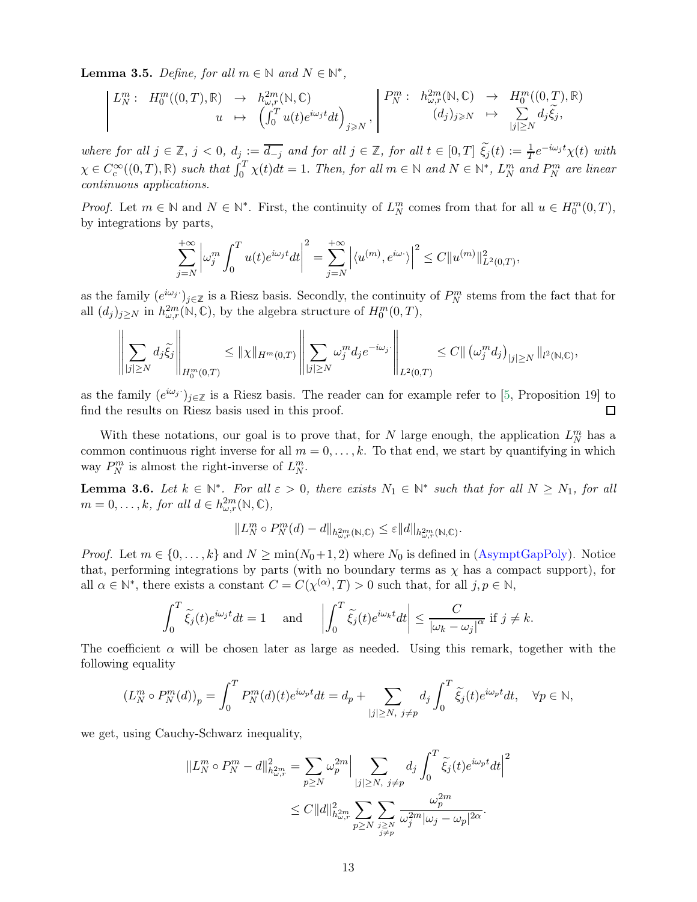**Lemma 3.5.** *Define, for all $m \in \mathbb{N}$ and $N \in \mathbb{N}^*$,*

$$\left| \begin{array}{rcl} L_N^m : & H_0^m((0,T),\mathbb{R}) & \to & h_{\omega,r}^{2m}(\mathbb{N},\mathbb{C}) \\ & u & \mapsto & \left(\int_0^T u(t) e^{i\omega_j t} dt\right)_{j \geqslant N} \end{array} \right., \quad \left| \begin{array}{rcl} P_N^m : & h_{\omega,r}^{2m}(\mathbb{N},\mathbb{C}) & \to & H_0^m((0,T),\mathbb{R}) \\ & (d_j)_{j\geqslant N} & \mapsto & \sum\limits_{|j|\geq N} d_j \widetilde{\xi}_j, \end{array} \right.$$

*where for all $j \in \mathbb{Z}$, $j < 0$, $d_j := \overline{d_{-j}}$ and for all $j \in \mathbb{Z}$, for all $t \in [0,T]$ $\widetilde{\xi}_j(t) := \frac{1}{T} e^{-i\omega_j t}\chi(t)$ with $\chi \in C_c^\infty((0,T),\mathbb{R})$ such that $\int_0^T \chi(t)dt = 1$. Then, for all $m \in \mathbb{N}$ and $N \in \mathbb{N}^*$, $L_N^m$ and $P_N^m$ are linear continuous applications.*

*Proof.* Let $m \in \mathbb{N}$ and $N \in \mathbb{N}^*$. First, the continuity of $L_N^m$ comes from that for all $u \in H_0^m(0,T)$, by integrations by parts,

$$\sum_{j=N}^{+\infty} \left| \omega_j^m \int_0^T u(t) e^{i\omega_j t} dt \right|^2 = \sum_{j=N}^{+\infty} \left| \langle u^{(m)}, e^{i\omega \cdot} \rangle \right|^2 \leq C \|u^{(m)}\|^2_{L^2(0,T)},$$

as the family $(e^{i\omega_j \cdot})_{j\in\mathbb{Z}}$ is a Riesz basis. Secondly, the continuity of $P_N^m$ stems from the fact that for all $(d_j)_{j\geq N}$ in $h_{\omega,r}^{2m}(\mathbb{N},\mathbb{C})$, by the algebra structure of $H_0^m(0,T)$,

$$\left\| \sum_{|j|\geq N} d_j \widetilde{\xi}_j \right\|_{H_0^m(0,T)} \leq \|\chi\|_{H^m(0,T)} \left\| \sum_{|j|\geq N} \omega_j^m d_j e^{-i\omega_j \cdot} \right\|_{L^2(0,T)} \leq C \| \left(\omega_j^m d_j\right)_{|j|\geq N} \|_{l^2(\mathbb{N},\mathbb{C})},$$

as the family $(e^{i\omega_j \cdot})_{j\in\mathbb{Z}}$ is a Riesz basis. The reader can for example refer to [5, Proposition 19] to find the results on Riesz basis used in this proof. □

With these notations, our goal is to prove that, for $N$ large enough, the application $L_N^m$ has a common continuous right inverse for all $m = 0, \ldots, k$. To that end, we start by quantifying in which way $P_N^m$ is almost the right-inverse of $L_N^m$.

**Lemma 3.6.** *Let $k \in \mathbb{N}^*$. For all $\varepsilon > 0$, there exists $N_1 \in \mathbb{N}^*$ such that for all $N \geq N_1$, for all $m = 0, \ldots, k$, for all $d \in h_{\omega,r}^{2m}(\mathbb{N},\mathbb{C})$,*

$$\|L_N^m \circ P_N^m(d) - d\|_{h_{\omega,r}^{2m}(\mathbb{N},\mathbb{C})} \leq \varepsilon \|d\|_{h_{\omega,r}^{2m}(\mathbb{N},\mathbb{C})}.$$

*Proof.* Let $m \in \{0, \ldots, k\}$ and $N \geq \min(N_0+1, 2)$ where $N_0$ is defined in (AsymptGapPoly). Notice that, performing integrations by parts (with no boundary terms as $\chi$ has a compact support), for all $\alpha \in \mathbb{N}^*$, there exists a constant $C = C(\chi^{(\alpha)}, T) > 0$ such that, for all $j, p \in \mathbb{N}$,

$$\int_0^T \widetilde{\xi}_j(t) e^{i\omega_j t} dt = 1 \quad \text{ and } \quad \left| \int_0^T \widetilde{\xi}_j(t) e^{i\omega_k t} dt \right| \leq \frac{C}{|\omega_k - \omega_j|^\alpha} \text{ if } j \neq k.$$

The coefficient $\alpha$ will be chosen later as large as needed. Using this remark, together with the following equality

$$(L_N^m \circ P_N^m(d))_p = \int_0^T P_N^m(d)(t) e^{i\omega_p t} dt = d_p + \sum_{|j|\geq N,\ j\neq p} d_j \int_0^T \widetilde{\xi}_j(t) e^{i\omega_p t} dt, \quad \forall p \in \mathbb{N},$$

we get, using Cauchy-Schwarz inequality,

$$\begin{aligned} \|L_N^m \circ P_N^m - d\|^2_{h_{\omega,r}^{2m}} &= \sum_{p\geq N} \omega_p^{2m} \Big| \sum_{|j|\geq N,\ j\neq p} d_j \int_0^T \widetilde{\xi}_j(t) e^{i\omega_p t} dt \Big|^2 \\ &\leq C \|d\|^2_{h_{\omega,r}^{2m}} \sum_{p\geq N} \sum_{\substack{j\geq N \\ j\neq p}} \frac{\omega_p^{2m}}{\omega_j^{2m} |\omega_j - \omega_p|^{2\alpha}}. \end{aligned}$$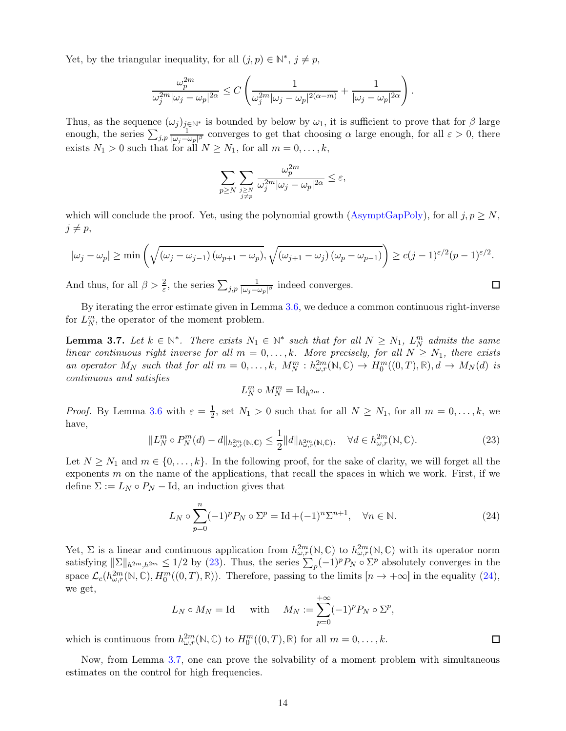Yet, by the triangular inequality, for all $(j,p) \in \mathbb{N}^*$, $j \neq p$,

$$\frac{\omega_p^{2m}}{\omega_j^{2m}|\omega_j - \omega_p|^{2\alpha}} \leq C\left(\frac{1}{\omega_j^{2m}|\omega_j - \omega_p|^{2(\alpha - m)}} + \frac{1}{|\omega_j - \omega_p|^{2\alpha}}\right).$$

Thus, as the sequence $(\omega_j)_{j\in\mathbb{N}^*}$ is bounded by below by $\omega_1$, it is sufficient to prove that for $\beta$ large enough, the series $\sum_{j,p} \frac{1}{|\omega_j - \omega_p|^\beta}$ converges to get that choosing $\alpha$ large enough, for all $\varepsilon > 0$, there exists $N_1 > 0$ such that for all $N \geq N_1$, for all $m = 0, \dots, k$,

$$\sum_{p \geq N} \sum_{\substack{j \geq N \\ j \neq p}} \frac{\omega_p^{2m}}{\omega_j^{2m}|\omega_j - \omega_p|^{2\alpha}} \leq \varepsilon,$$

which will conclude the proof. Yet, using the polynomial growth (AsymptGapPoly), for all $j, p \geq N$, $j \neq p$,

$$|\omega_j - \omega_p| \geq \min\left(\sqrt{(\omega_j - \omega_{j-1})(\omega_{p+1} - \omega_p)}, \sqrt{(\omega_{j+1} - \omega_j)(\omega_p - \omega_{p-1})}\right) \geq c(j-1)^{\varepsilon/2}(p-1)^{\varepsilon/2}.$$

And thus, for all $\beta > \frac{2}{\varepsilon}$, the series $\sum_{j,p} \frac{1}{|\omega_j - \omega_p|^\beta}$ indeed converges. □

By iterating the error estimate given in Lemma 3.6, we deduce a common continuous right-inverse for $L_N^m$, the operator of the moment problem.

**Lemma 3.7.** *Let $k \in \mathbb{N}^*$. There exists $N_1 \in \mathbb{N}^*$ such that for all $N \geq N_1$, $L_N^m$ admits the same linear continuous right inverse for all $m = 0, \dots, k$. More precisely, for all $N \geq N_1$, there exists an operator $M_N$ such that for all $m = 0, \dots, k$, $M_N^m : h_{\omega,r}^{2m}(\mathbb{N}, \mathbb{C}) \to H_0^m((0,T), \mathbb{R}), d \to M_N(d)$ is continuous and satisfies*

$$L_N^m \circ M_N^m = \mathrm{Id}_{h^{2m}}.$$

*Proof.* By Lemma 3.6 with $\varepsilon = \frac{1}{2}$, set $N_1 > 0$ such that for all $N \geq N_1$, for all $m = 0, \dots, k$, we have,

$$\|L_N^m \circ P_N^m(d) - d\|_{h_{\omega,r}^{2m}(\mathbb{N},\mathbb{C})} \leq \frac{1}{2}\|d\|_{h_{\omega,r}^{2m}(\mathbb{N},\mathbb{C})}, \quad \forall d \in h_{\omega,r}^{2m}(\mathbb{N}, \mathbb{C}). \tag{23}$$

Let $N \geq N_1$ and $m \in \{0, \dots, k\}$. In the following proof, for the sake of clarity, we will forget all the exponents $m$ on the name of the applications, that recall the spaces in which we work. First, if we define $\Sigma := L_N \circ P_N - \mathrm{Id}$, an induction gives that

$$L_N \circ \sum_{p=0}^{n} (-1)^p P_N \circ \Sigma^p = \mathrm{Id} + (-1)^n \Sigma^{n+1}, \quad \forall n \in \mathbb{N}. \tag{24}$$

Yet, $\Sigma$ is a linear and continuous application from $h_{\omega,r}^{2m}(\mathbb{N}, \mathbb{C})$ to $h_{\omega,r}^{2m}(\mathbb{N}, \mathbb{C})$ with its operator norm satisfying $\|\Sigma\|_{h^{2m},h^{2m}} \leq 1/2$ by (23). Thus, the series $\sum_p (-1)^p P_N \circ \Sigma^p$ absolutely converges in the space $\mathcal{L}_c(h_{\omega,r}^{2m}(\mathbb{N}, \mathbb{C}), H_0^m((0,T), \mathbb{R}))$. Therefore, passing to the limits $[n \to +\infty]$ in the equality (24), we get,

$$L_N \circ M_N = \mathrm{Id} \quad \text{ with } \quad M_N := \sum_{p=0}^{+\infty} (-1)^p P_N \circ \Sigma^p,$$

which is continuous from $h_{\omega,r}^{2m}(\mathbb{N}, \mathbb{C})$ to $H_0^m((0,T), \mathbb{R})$ for all $m = 0, \dots, k$. □

Now, from Lemma 3.7, one can prove the solvability of a moment problem with simultaneous estimates on the control for high frequencies.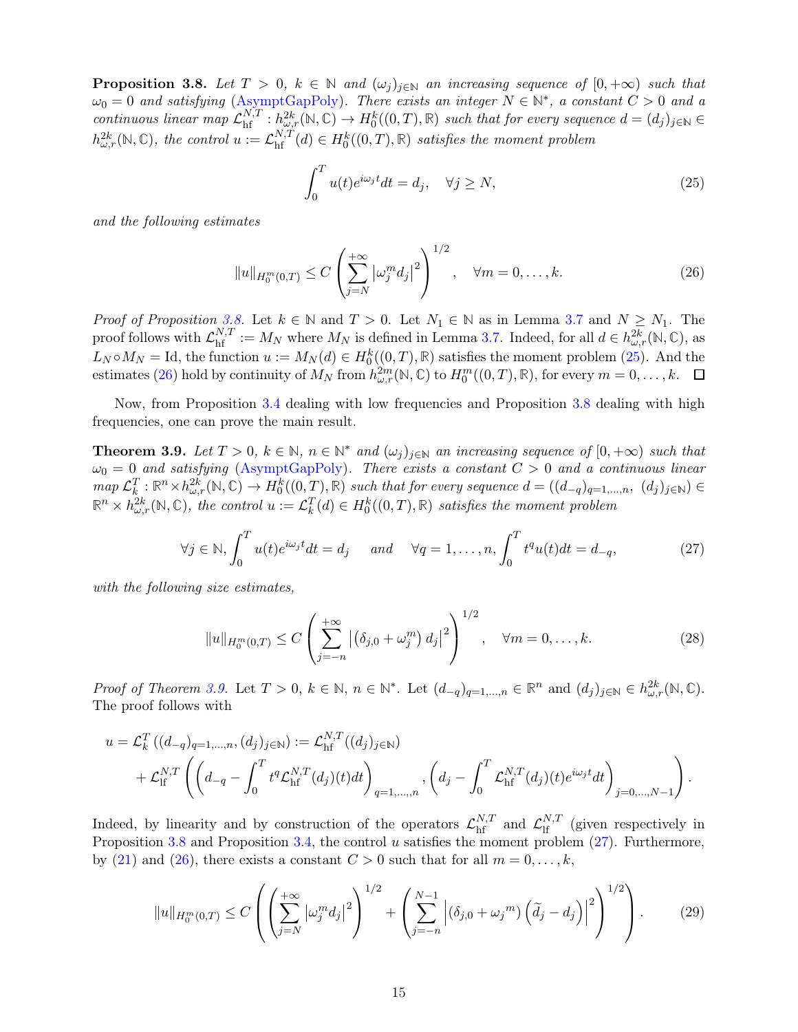**Proposition 3.8.** *Let $T > 0$, $k \in \mathbb{N}$ and $(\omega_j)_{j\in\mathbb{N}}$ an increasing sequence of $[0, +\infty)$ such that $\omega_0 = 0$ and satisfying (AsymptGapPoly). There exists an integer $N \in \mathbb{N}^*$, a constant $C > 0$ and a continuous linear map $\mathcal{L}_{\text{hf}}^{N,T} : h^{2k}_{\omega,r}(\mathbb{N}, \mathbb{C}) \to H^k_0((0, T), \mathbb{R})$ such that for every sequence $d = (d_j)_{j\in\mathbb{N}} \in h^{2k}_{\omega,r}(\mathbb{N}, \mathbb{C})$, the control $u := \mathcal{L}_{\text{hf}}^{N,T}(d) \in H^k_0((0, T), \mathbb{R})$ satisfies the moment problem*

$$\int_0^T u(t)e^{i\omega_j t}dt = d_j, \quad \forall j \geq N, \tag{25}$$

*and the following estimates*

$$\|u\|_{H^m_0(0,T)} \leq C \left( \sum_{j=N}^{+\infty} \left|\omega_j^m d_j\right|^2 \right)^{1/2}, \quad \forall m = 0, \dots, k. \tag{26}$$

*Proof of Proposition 3.8.* Let $k \in \mathbb{N}$ and $T > 0$. Let $N_1 \in \mathbb{N}$ as in Lemma 3.7 and $N \geq N_1$. The proof follows with $\mathcal{L}_{\text{hf}}^{N,T} := M_N$ where $M_N$ is defined in Lemma 3.7. Indeed, for all $d \in h^{2k}_{\omega,r}(\mathbb{N}, \mathbb{C})$, as $L_N \circ M_N = \text{Id}$, the function $u := M_N(d) \in H^k_0((0, T), \mathbb{R})$ satisfies the moment problem (25). And the estimates (26) hold by continuity of $M_N$ from $h^{2m}_{\omega,r}(\mathbb{N}, \mathbb{C})$ to $H^m_0((0, T), \mathbb{R})$, for every $m = 0, \dots, k$. $\square$

Now, from Proposition 3.4 dealing with low frequencies and Proposition 3.8 dealing with high frequencies, one can prove the main result.

**Theorem 3.9.** *Let $T > 0$, $k \in \mathbb{N}$, $n \in \mathbb{N}^*$ and $(\omega_j)_{j\in\mathbb{N}}$ an increasing sequence of $[0, +\infty)$ such that $\omega_0 = 0$ and satisfying (AsymptGapPoly). There exists a constant $C > 0$ and a continuous linear map $\mathcal{L}_k^T : \mathbb{R}^n \times h^{2k}_{\omega,r}(\mathbb{N}, \mathbb{C}) \to H^k_0((0, T), \mathbb{R})$ such that for every sequence $d = ((d_{-q})_{q=1,\dots,n}, (d_j)_{j\in\mathbb{N}}) \in \mathbb{R}^n \times h^{2k}_{\omega,r}(\mathbb{N}, \mathbb{C})$, the control $u := \mathcal{L}_k^T(d) \in H^k_0((0, T), \mathbb{R})$ satisfies the moment problem*

$$\forall j \in \mathbb{N}, \int_0^T u(t)e^{i\omega_j t}dt = d_j \quad \text{and} \quad \forall q = 1, \dots, n, \int_0^T t^q u(t)dt = d_{-q}, \tag{27}$$

*with the following size estimates,*

$$\|u\|_{H^m_0(0,T)} \leq C \left( \sum_{j=-n}^{+\infty} \left|\left(\delta_{j,0} + \omega_j^m\right) d_j\right|^2 \right)^{1/2}, \quad \forall m = 0, \dots, k. \tag{28}$$

*Proof of Theorem 3.9.* Let $T > 0$, $k \in \mathbb{N}$, $n \in \mathbb{N}^*$. Let $(d_{-q})_{q=1,\dots,n} \in \mathbb{R}^n$ and $(d_j)_{j\in\mathbb{N}} \in h^{2k}_{\omega,r}(\mathbb{N}, \mathbb{C})$. The proof follows with

$$\begin{aligned} u = \mathcal{L}_k^T\left((d_{-q})_{q=1,\dots,n}, (d_j)_{j\in\mathbb{N}}\right) &:= \mathcal{L}_{\text{hf}}^{N,T}((d_j)_{j\in\mathbb{N}}) \\ &+ \mathcal{L}_{\text{lf}}^{N,T}\left(\left(d_{-q} - \int_0^T t^q \mathcal{L}_{\text{hf}}^{N,T}(d_j)(t)dt\right)_{q=1,\dots,n}, \left(d_j - \int_0^T \mathcal{L}_{\text{hf}}^{N,T}(d_j)(t)e^{i\omega_j t}dt\right)_{j=0,\dots,N-1}\right). \end{aligned}$$

Indeed, by linearity and by construction of the operators $\mathcal{L}_{\text{hf}}^{N,T}$ and $\mathcal{L}_{\text{lf}}^{N,T}$ (given respectively in Proposition 3.8 and Proposition 3.4, the control $u$ satisfies the moment problem (27). Furthermore, by (21) and (26), there exists a constant $C > 0$ such that for all $m = 0, \dots, k$,

$$\|u\|_{H^m_0(0,T)} \leq C \left( \left( \sum_{j=N}^{+\infty} \left|\omega_j^m d_j\right|^2 \right)^{1/2} + \left( \sum_{j=-n}^{N-1} \left|\left(\delta_{j,0} + \omega_j{}^m\right)\left(\widetilde{d}_j - d_j\right)\right|^2 \right)^{1/2} \right). \tag{29}$$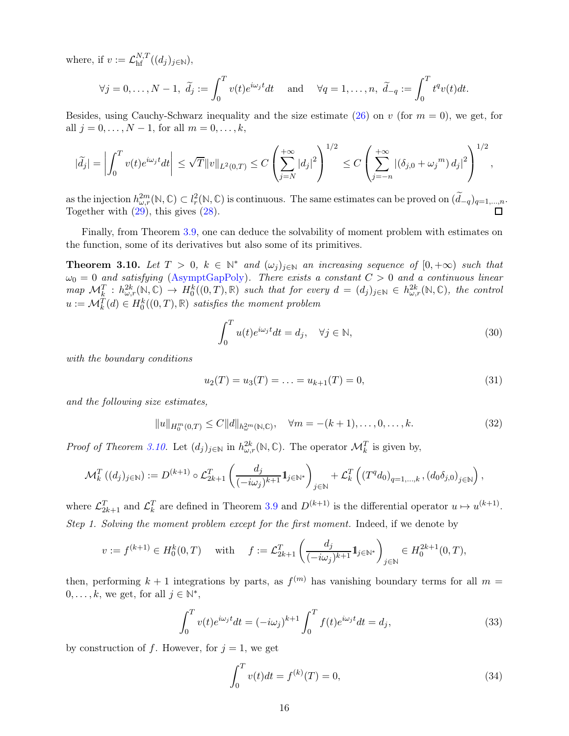where, if $v := \mathcal{L}_{\text{hf}}^{N,T}((d_j)_{j\in\mathbb{N}})$,

$$\forall j = 0, \ldots, N-1, \ \widetilde{d}_j := \int_0^T v(t)e^{i\omega_j t}dt \quad \text{and} \quad \forall q = 1, \ldots, n, \ \widetilde{d}_{-q} := \int_0^T t^q v(t)dt.$$

Besides, using Cauchy-Schwarz inequality and the size estimate (26) on $v$ (for $m = 0$), we get, for all $j = 0, \ldots, N-1$, for all $m = 0, \ldots, k$,

$$|\widetilde{d}_j| = \left| \int_0^T v(t)e^{i\omega_j t}dt \right| \leq \sqrt{T}\|v\|_{L^2(0,T)} \leq C \left( \sum_{j=N}^{+\infty} |d_j|^2 \right)^{1/2} \leq C \left( \sum_{j=-n}^{+\infty} |(\delta_{j,0} + {\omega_j}^m) \, d_j|^2 \right)^{1/2},$$

as the injection $h^{2m}_{\omega,r}(\mathbb{N}, \mathbb{C}) \subset l^2_r(\mathbb{N}, \mathbb{C})$ is continuous. The same estimates can be proved on $(\widetilde{d}_{-q})_{q=1,\ldots,n}$. Together with (29), this gives (28). □

Finally, from Theorem 3.9, one can deduce the solvability of moment problem with estimates on the function, some of its derivatives but also some of its primitives.

**Theorem 3.10.** *Let $T > 0$, $k \in \mathbb{N}^*$ and $(\omega_j)_{j\in\mathbb{N}}$ an increasing sequence of $[0, +\infty)$ such that $\omega_0 = 0$ and satisfying (AsymptGapPoly). There exists a constant $C > 0$ and a continuous linear map $\mathcal{M}_k^T : h^{2k}_{\omega,r}(\mathbb{N}, \mathbb{C}) \to H^k_0((0,T), \mathbb{R})$ such that for every $d = (d_j)_{j\in\mathbb{N}} \in h^{2k}_{\omega,r}(\mathbb{N}, \mathbb{C})$, the control $u := \mathcal{M}_k^T(d) \in H^k_0((0,T), \mathbb{R})$ satisfies the moment problem*

$$\int_0^T u(t)e^{i\omega_j t}dt = d_j, \quad \forall j \in \mathbb{N}, \tag{30}$$

*with the boundary conditions*

$$u_2(T) = u_3(T) = \ldots = u_{k+1}(T) = 0, \tag{31}$$

*and the following size estimates,*

$$\|u\|_{H_0^m(0,T)} \leq C\|d\|_{h^{2m}_\omega(\mathbb{N},\mathbb{C})}, \quad \forall m = -(k+1), \ldots, 0, \ldots, k. \tag{32}$$

*Proof of Theorem 3.10.* Let $(d_j)_{j\in\mathbb{N}}$ in $h^{2k}_{\omega,r}(\mathbb{N}, \mathbb{C})$. The operator $\mathcal{M}_k^T$ is given by,

$$\mathcal{M}_k^T\left((d_j)_{j\in\mathbb{N}}\right) := D^{(k+1)} \circ \mathcal{L}_{2k+1}^T \left( \frac{d_j}{(-i\omega_j)^{k+1}} \mathbb{1}_{j\in\mathbb{N}^*} \right)_{j\in\mathbb{N}} + \mathcal{L}_k^T \left( (T^q d_0)_{q=1,\ldots,k}, (d_0\delta_{j,0})_{j\in\mathbb{N}} \right),$$

where $\mathcal{L}_{2k+1}^T$ and $\mathcal{L}_k^T$ are defined in Theorem 3.9 and $D^{(k+1)}$ is the differential operator $u \mapsto u^{(k+1)}$.

*Step 1. Solving the moment problem except for the first moment.* Indeed, if we denote by

$$v := f^{(k+1)} \in H^k_0(0,T) \quad \text{with} \quad f := \mathcal{L}_{2k+1}^T \left( \frac{d_j}{(-i\omega_j)^{k+1}} \mathbb{1}_{j\in\mathbb{N}^*} \right)_{j\in\mathbb{N}} \in H^{2k+1}_0(0,T),$$

then, performing $k+1$ integrations by parts, as $f^{(m)}$ has vanishing boundary terms for all $m = 0, \ldots, k$, we get, for all $j \in \mathbb{N}^*$,

$$\int_0^T v(t)e^{i\omega_j t}dt = (-i\omega_j)^{k+1} \int_0^T f(t)e^{i\omega_j t}dt = d_j, \tag{33}$$

by construction of $f$. However, for $j = 1$, we get

$$\int_0^T v(t)dt = f^{(k)}(T) = 0, \tag{34}$$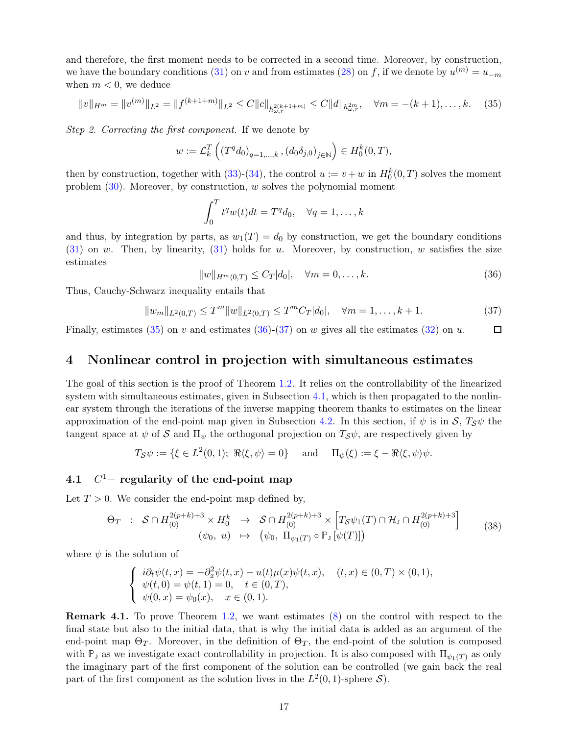and therefore, the first moment needs to be corrected in a second time. Moreover, by construction, we have the boundary conditions (31) on $v$ and from estimates (28) on $f$, if we denote by $u^{(m)} = u_{-m}$ when $m < 0$, we deduce

$$\|v\|_{H^m} = \|v^{(m)}\|_{L^2} = \|f^{(k+1+m)}\|_{L^2} \leq C\|c\|_{h^{2(k+1+m)}_{\omega,r}} \leq C\|d\|_{h^{2m}_{\omega,r}}, \quad \forall m = -(k+1), \dots, k. \tag{35}$$

*Step 2. Correcting the first component.* If we denote by

$$w := \mathcal{L}_k^T \left( \left(T^q d_0\right)_{q=1,\dots,k}, \left(d_0 \delta_{j,0}\right)_{j\in\mathbb{N}} \right) \in H^k_0(0,T),$$

then by construction, together with (33)-(34), the control $u := v + w$ in $H^k_0(0,T)$ solves the moment problem (30). Moreover, by construction, $w$ solves the polynomial moment

$$\int_0^T t^q w(t)dt = T^q d_0, \quad \forall q = 1, \dots, k$$

and thus, by integration by parts, as $w_1(T) = d_0$ by construction, we get the boundary conditions (31) on $w$. Then, by linearity, (31) holds for $u$. Moreover, by construction, $w$ satisfies the size estimates

$$\|w\|_{H^m(0,T)} \leq C_T|d_0|, \quad \forall m = 0, \dots, k. \tag{36}$$

Thus, Cauchy-Schwarz inequality entails that

$$\|w_m\|_{L^2(0,T)} \leq T^m\|w\|_{L^2(0,T)} \leq T^m C_T|d_0|, \quad \forall m = 1, \dots, k+1. \tag{37}$$

Finally, estimates (35) on $v$ and estimates (36)-(37) on $w$ gives all the estimates (32) on $u$. $\square$

# 4 Nonlinear control in projection with simultaneous estimates

The goal of this section is the proof of Theorem 1.2. It relies on the controllability of the linearized system with simultaneous estimates, given in Subsection 4.1, which is then propagated to the nonlinear system through the iterations of the inverse mapping theorem thanks to estimates on the linear approximation of the end-point map given in Subsection 4.2. In this section, if $\psi$ is in $\mathcal{S}$, $T_{\mathcal{S}}\psi$ the tangent space at $\psi$ of $\mathcal{S}$ and $\Pi_\psi$ the orthogonal projection on $T_{\mathcal{S}}\psi$, are respectively given by

$$T_{\mathcal{S}}\psi := \{\xi \in L^2(0,1);\ \Re\langle \xi, \psi\rangle = 0\} \quad \text{and} \quad \Pi_\psi(\xi) := \xi - \Re\langle \xi, \psi\rangle\psi.$$

## 4.1 $C^1-$ regularity of the end-point map

Let $T > 0$. We consider the end-point map defined by,

$$\begin{array}{rccc} \Theta_T & : & \mathcal{S} \cap H^{2(p+k)+3}_{(0)} \times H^k_0 & \to & \mathcal{S} \cap H^{2(p+k)+3}_{(0)} \times \left[ T_{\mathcal{S}}\psi_1(T) \cap \mathcal{H}_{\mathrm{J}} \cap H^{2(p+k)+3}_{(0)} \right] \\ & & (\psi_0,\ u) & \mapsto & \left(\psi_0,\ \Pi_{\psi_1(T)} \circ \mathbb{P}_{\mathrm{J}}\left[\psi(T)\right]\right) \end{array} \tag{38}$$

where $\psi$ is the solution of

$$\begin{cases} i\partial_t\psi(t,x) = -\partial_x^2\psi(t,x) - u(t)\mu(x)\psi(t,x), & (t,x) \in (0,T) \times (0,1), \\ \psi(t,0) = \psi(t,1) = 0, & t \in (0,T), \\ \psi(0,x) = \psi_0(x), & x \in (0,1). \end{cases}$$

**Remark 4.1.** To prove Theorem 1.2, we want estimates (8) on the control with respect to the final state but also to the initial data, that is why the initial data is added as an argument of the end-point map $\Theta_T$. Moreover, in the definition of $\Theta_T$, the end-point of the solution is composed with $\mathbb{P}_{\mathrm{J}}$ as we investigate exact controllability in projection. It is also composed with $\Pi_{\psi_1(T)}$ as only the imaginary part of the first component of the solution can be controlled (we gain back the real part of the first component as the solution lives in the $L^2(0,1)$-sphere $\mathcal{S}$).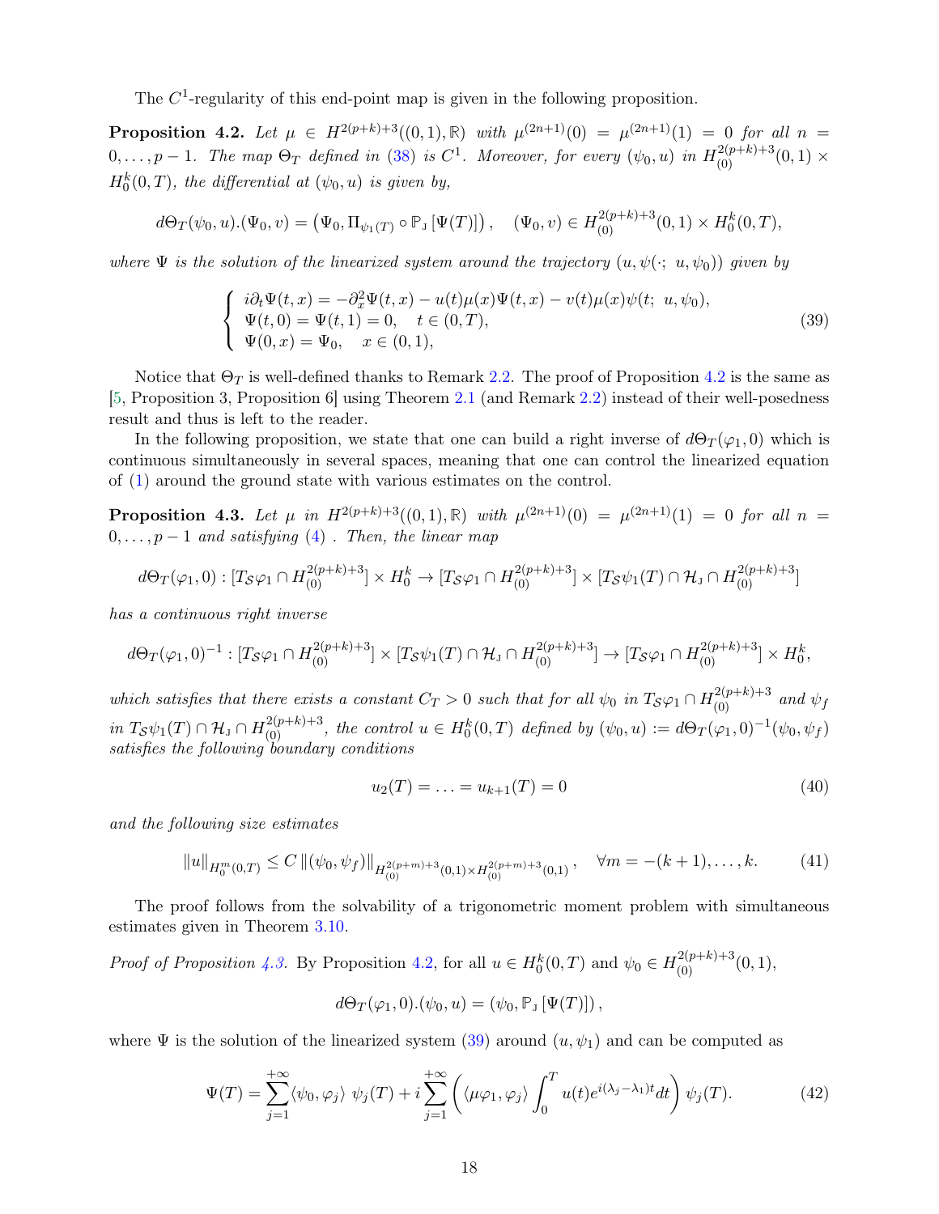The $C^1$-regularity of this end-point map is given in the following proposition.

**Proposition 4.2.** *Let $\mu \in H^{2(p+k)+3}((0,1),\mathbb{R})$ with $\mu^{(2n+1)}(0) = \mu^{(2n+1)}(1) = 0$ for all $n = 0,\dots,p-1$. The map $\Theta_T$ defined in (38) is $C^1$. Moreover, for every $(\psi_0, u)$ in $H^{2(p+k)+3}_{(0)}(0,1) \times H^k_0(0,T)$, the differential at $(\psi_0,u)$ is given by,*

$$d\Theta_T(\psi_0,u).(\Psi_0,v) = \left(\Psi_0, \Pi_{\psi_1(T)} \circ \mathbb{P}_{\text{J}}\left[\Psi(T)\right]\right), \quad (\Psi_0,v) \in H^{2(p+k)+3}_{(0)}(0,1) \times H^k_0(0,T),$$

*where $\Psi$ is the solution of the linearized system around the trajectory $(u, \psi(\cdot;\ u,\psi_0))$ given by*

$$\left\{\begin{array}{l} i\partial_t \Psi(t,x) = -\partial_x^2 \Psi(t,x) - u(t)\mu(x)\Psi(t,x) - v(t)\mu(x)\psi(t;\ u,\psi_0), \\ \Psi(t,0) = \Psi(t,1) = 0, \quad t \in (0,T), \\ \Psi(0,x) = \Psi_0, \quad x \in (0,1), \end{array}\right. \tag{39}$$

Notice that $\Theta_T$ is well-defined thanks to Remark 2.2. The proof of Proposition 4.2 is the same as [5, Proposition 3, Proposition 6] using Theorem 2.1 (and Remark 2.2) instead of their well-posedness result and thus is left to the reader.

In the following proposition, we state that one can build a right inverse of $d\Theta_T(\varphi_1, 0)$ which is continuous simultaneously in several spaces, meaning that one can control the linearized equation of (1) around the ground state with various estimates on the control.

**Proposition 4.3.** *Let $\mu$ in $H^{2(p+k)+3}((0,1),\mathbb{R})$ with $\mu^{(2n+1)}(0) = \mu^{(2n+1)}(1) = 0$ for all $n = 0,\dots,p-1$ and satisfying (4) . Then, the linear map*

$$d\Theta_T(\varphi_1,0) : [T_{\mathcal{S}}\varphi_1 \cap H^{2(p+k)+3}_{(0)}] \times H^k_0 \to [T_{\mathcal{S}}\varphi_1 \cap H^{2(p+k)+3}_{(0)}] \times [T_{\mathcal{S}}\psi_1(T) \cap \mathcal{H}_{\text{J}} \cap H^{2(p+k)+3}_{(0)}]$$

*has a continuous right inverse*

$$d\Theta_T(\varphi_1,0)^{-1} : [T_{\mathcal{S}}\varphi_1 \cap H^{2(p+k)+3}_{(0)}] \times [T_{\mathcal{S}}\psi_1(T) \cap \mathcal{H}_{\text{J}} \cap H^{2(p+k)+3}_{(0)}] \to [T_{\mathcal{S}}\varphi_1 \cap H^{2(p+k)+3}_{(0)}] \times H^k_0,$$

*which satisfies that there exists a constant $C_T > 0$ such that for all $\psi_0$ in $T_{\mathcal{S}}\varphi_1 \cap H^{2(p+k)+3}_{(0)}$ and $\psi_f$ in $T_{\mathcal{S}}\psi_1(T) \cap \mathcal{H}_{\text{J}} \cap H^{2(p+k)+3}_{(0)}$, the control $u \in H^k_0(0,T)$ defined by $(\psi_0, u) := d\Theta_T(\varphi_1,0)^{-1}(\psi_0,\psi_f)$ satisfies the following boundary conditions*

$$u_2(T) = \ldots = u_{k+1}(T) = 0 \tag{40}$$

*and the following size estimates*

$$\|u\|_{H^m_0(0,T)} \leq C \left\|(\psi_0,\psi_f)\right\|_{H^{2(p+m)+3}_{(0)}(0,1) \times H^{2(p+m)+3}_{(0)}(0,1)}, \quad \forall m = -(k+1),\dots,k. \tag{41}$$

The proof follows from the solvability of a trigonometric moment problem with simultaneous estimates given in Theorem 3.10.

*Proof of Proposition 4.3.* By Proposition 4.2, for all $u \in H^k_0(0,T)$ and $\psi_0 \in H^{2(p+k)+3}_{(0)}(0,1)$,

$$d\Theta_T(\varphi_1,0).(\psi_0,u) = \left(\psi_0, \mathbb{P}_{\text{J}}\left[\Psi(T)\right]\right),$$

where $\Psi$ is the solution of the linearized system (39) around $(u, \psi_1)$ and can be computed as

$$\Psi(T) = \sum_{j=1}^{+\infty} \langle \psi_0, \varphi_j \rangle\ \psi_j(T) + i \sum_{j=1}^{+\infty} \left( \langle \mu\varphi_1, \varphi_j \rangle \int_0^T u(t) e^{i(\lambda_j - \lambda_1)t} dt \right) \psi_j(T). \tag{42}$$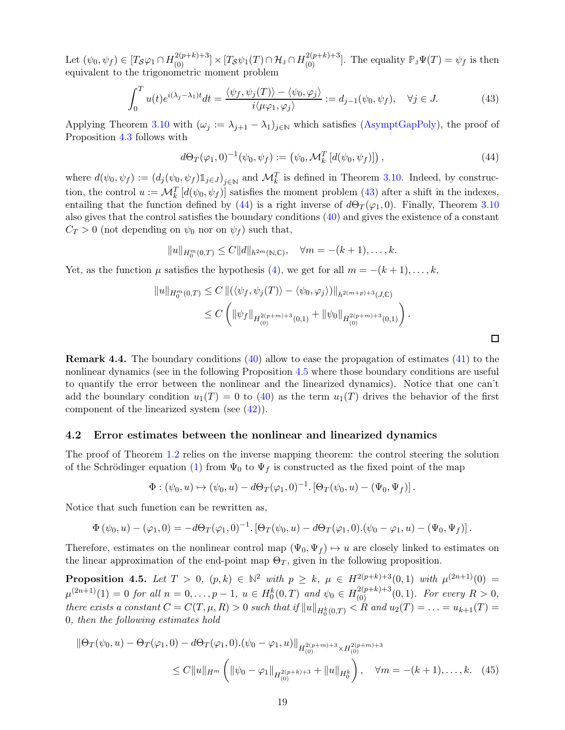Let $(\psi_0, \psi_f) \in [T_{\mathcal{S}}\varphi_1 \cap H^{2(p+k)+3}_{(0)}] \times [T_{\mathcal{S}}\psi_1(T) \cap \mathcal{H}_{\mathrm{J}} \cap H^{2(p+k)+3}_{(0)}]$. The equality $\mathbb{P}_{\mathrm{J}}\Psi(T) = \psi_f$ is then equivalent to the trigonometric moment problem

$$\int_0^T u(t) e^{i(\lambda_j - \lambda_1)t} dt = \frac{\langle \psi_f, \psi_j(T)\rangle - \langle \psi_0, \varphi_j\rangle}{i\langle \mu\varphi_1, \varphi_j\rangle} := d_{j-1}(\psi_0, \psi_f), \quad \forall j \in J. \tag{43}$$

Applying Theorem 3.10 with $(\omega_j := \lambda_{j+1} - \lambda_1)_{j\in\mathbb{N}}$ which satisfies (AsymptGapPoly), the proof of Proposition 4.3 follows with

$$d\Theta_T(\varphi_1, 0)^{-1}(\psi_0, \psi_f) := \left(\psi_0, \mathcal{M}_k^T\left[d(\psi_0, \psi_f)\right]\right), \tag{44}$$

where $d(\psi_0, \psi_f) := \left(d_j(\psi_0, \psi_f)\mathbb{1}_{j\in J}\right)_{j\in\mathbb{N}}$ and $\mathcal{M}_k^T$ is defined in Theorem 3.10. Indeed, by construction, the control $u := \mathcal{M}_k^T\left[d(\psi_0, \psi_f)\right]$ satisfies the moment problem (43) after a shift in the indexes, entailing that the function defined by (44) is a right inverse of $d\Theta_T(\varphi_1, 0)$. Finally, Theorem 3.10 also gives that the control satisfies the boundary conditions (40) and gives the existence of a constant $C_T > 0$ (not depending on $\psi_0$ nor on $\psi_f$) such that,

$$\|u\|_{H_0^m(0,T)} \leq C\|d\|_{h^{2m}(\mathbb{N},\mathbb{C})}, \quad \forall m = -(k+1), \dots, k.$$

Yet, as the function $\mu$ satisfies the hypothesis (4), we get for all $m = -(k+1), \dots, k$,

$$\begin{aligned}
\|u\|_{H_0^m(0,T)} &\leq C \left\|\left(\langle \psi_f, \psi_j(T)\rangle - \langle \psi_0, \varphi_j\rangle\right)\right\|_{h^{2(m+p)+3}(J,\mathbb{C})} \\
&\leq C\left(\|\psi_f\|_{H^{2(p+m)+3}_{(0)}(0,1)} + \|\psi_0\|_{H^{2(p+m)+3}_{(0)}(0,1)}\right).
\end{aligned}$$

□

**Remark 4.4.** The boundary conditions (40) allow to ease the propagation of estimates (41) to the nonlinear dynamics (see in the following Proposition 4.5 where those boundary conditions are useful to quantify the error between the nonlinear and the linearized dynamics). Notice that one can't add the boundary condition $u_1(T) = 0$ to (40) as the term $u_1(T)$ drives the behavior of the first component of the linearized system (see (42)).

## 4.2 Error estimates between the nonlinear and linearized dynamics

The proof of Theorem 1.2 relies on the inverse mapping theorem: the control steering the solution of the Schrödinger equation (1) from $\Psi_0$ to $\Psi_f$ is constructed as the fixed point of the map

$$\Phi : (\psi_0, u) \mapsto (\psi_0, u) - d\Theta_T(\varphi_1, 0)^{-1}.\left[\Theta_T(\psi_0, u) - (\Psi_0, \Psi_f)\right].$$

Notice that such function can be rewritten as,

$$\Phi\left(\psi_0, u\right) - (\varphi_1, 0) = -d\Theta_T(\varphi_1, 0)^{-1}.\left[\Theta_T(\psi_0, u) - d\Theta_T(\varphi_1, 0).(\psi_0 - \varphi_1, u) - (\Psi_0, \Psi_f)\right].$$

Therefore, estimates on the nonlinear control map $(\Psi_0, \Psi_f) \mapsto u$ are closely linked to estimates on the linear approximation of the end-point map $\Theta_T$, given in the following proposition.

**Proposition 4.5.** *Let $T > 0$, $(p, k) \in \mathbb{N}^2$ with $p \geq k$, $\mu \in H^{2(p+k)+3}(0,1)$ with $\mu^{(2n+1)}(0) = \mu^{(2n+1)}(1) = 0$ for all $n = 0, \dots, p-1$, $u \in H_0^k(0,T)$ and $\psi_0 \in H^{2(p+k)+3}_{(0)}(0,1)$. For every $R > 0$, there exists a constant $C = C(T, \mu, R) > 0$ such that if $\|u\|_{H_0^k(0,T)} < R$ and $u_2(T) = \dots = u_{k+1}(T) = 0$, then the following estimates hold*

$$\begin{aligned}
&\|\Theta_T(\psi_0, u) - \Theta_T(\varphi_1, 0) - d\Theta_T(\varphi_1, 0).(\psi_0 - \varphi_1, u)\|_{H^{2(p+m)+3}_{(0)} \times H^{2(p+m)+3}_{(0)}} \\
&\qquad\leq C\|u\|_{H^m}\left(\|\psi_0 - \varphi_1\|_{H^{2(p+k)+3}_{(0)}} + \|u\|_{H_0^k}\right), \quad \forall m = -(k+1), \dots, k. \quad (45)
\end{aligned}$$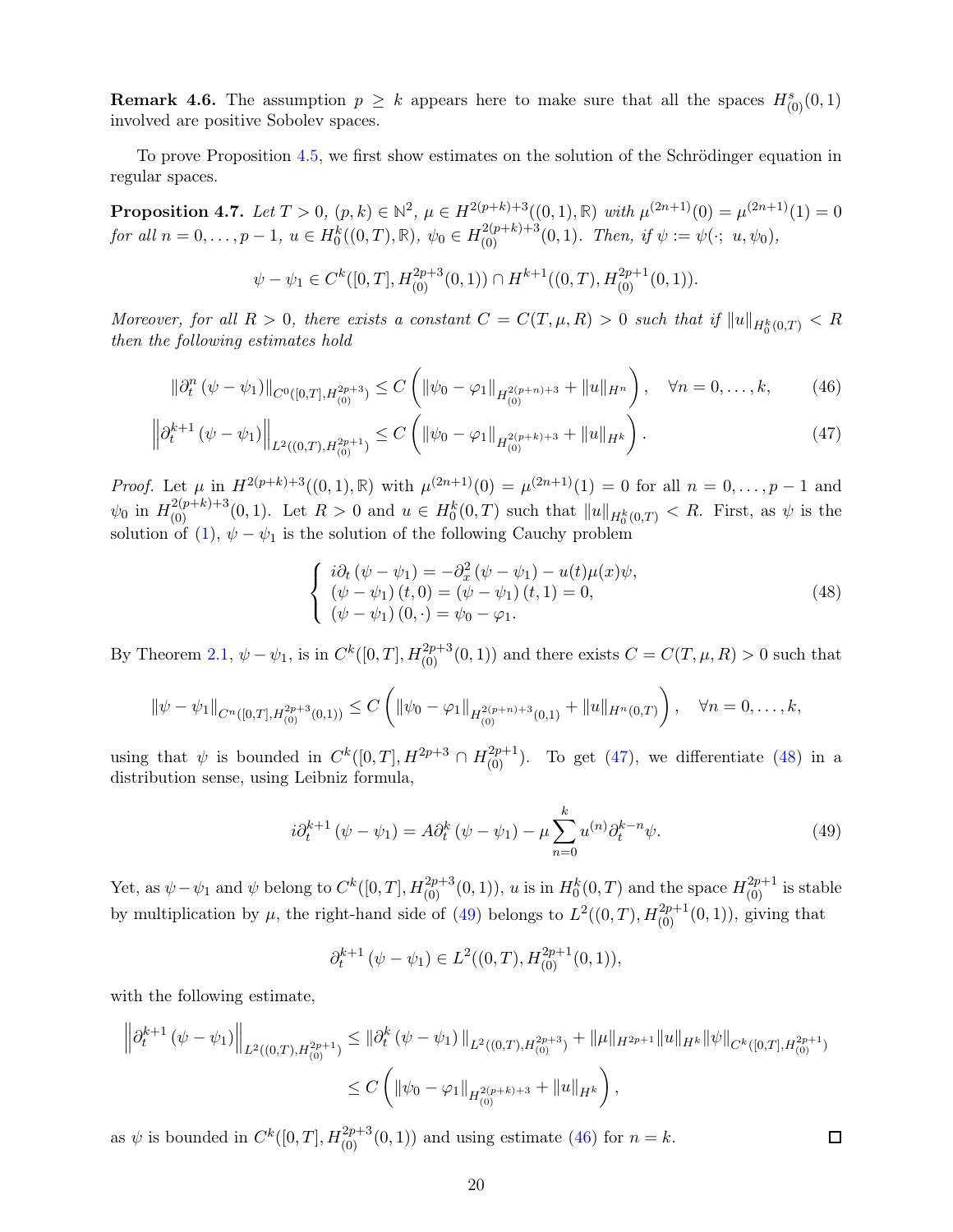**Remark 4.6.** The assumption $p \geq k$ appears here to make sure that all the spaces $H^s_{(0)}(0,1)$ involved are positive Sobolev spaces.

To prove Proposition 4.5, we first show estimates on the solution of the Schrödinger equation in regular spaces.

**Proposition 4.7.** *Let $T > 0$, $(p,k) \in \mathbb{N}^2$, $\mu \in H^{2(p+k)+3}((0,1),\mathbb{R})$ with $\mu^{(2n+1)}(0) = \mu^{(2n+1)}(1) = 0$ for all $n = 0,\dots,p-1$, $u \in H^k_0((0,T),\mathbb{R})$, $\psi_0 \in H^{2(p+k)+3}_{(0)}(0,1)$. Then, if $\psi := \psi(\cdot;\ u,\psi_0)$,*

$$\psi - \psi_1 \in C^k([0,T], H^{2p+3}_{(0)}(0,1)) \cap H^{k+1}((0,T), H^{2p+1}_{(0)}(0,1)).$$

*Moreover, for all $R > 0$, there exists a constant $C = C(T,\mu,R) > 0$ such that if $\|u\|_{H^k_0(0,T)} < R$ then the following estimates hold*

$$\|\partial_t^n (\psi - \psi_1)\|_{C^0([0,T],H^{2p+3}_{(0)})} \leq C\left(\|\psi_0 - \varphi_1\|_{H^{2(p+n)+3}_{(0)}} + \|u\|_{H^n}\right), \quad \forall n = 0,\dots,k, \tag{46}$$

$$\left\|\partial_t^{k+1} (\psi - \psi_1)\right\|_{L^2((0,T),H^{2p+1}_{(0)})} \leq C\left(\|\psi_0 - \varphi_1\|_{H^{2(p+k)+3}_{(0)}} + \|u\|_{H^k}\right). \tag{47}$$

*Proof.* Let $\mu$ in $H^{2(p+k)+3}((0,1),\mathbb{R})$ with $\mu^{(2n+1)}(0) = \mu^{(2n+1)}(1) = 0$ for all $n = 0,\dots,p-1$ and $\psi_0$ in $H^{2(p+k)+3}_{(0)}(0,1)$. Let $R > 0$ and $u \in H^k_0(0,T)$ such that $\|u\|_{H^k_0(0,T)} < R$. First, as $\psi$ is the solution of (1), $\psi - \psi_1$ is the solution of the following Cauchy problem

$$\begin{cases} i\partial_t (\psi - \psi_1) = -\partial_x^2 (\psi - \psi_1) - u(t)\mu(x)\psi, \\ (\psi - \psi_1)(t,0) = (\psi - \psi_1)(t,1) = 0, \\ (\psi - \psi_1)(0,\cdot) = \psi_0 - \varphi_1. \end{cases} \tag{48}$$

By Theorem 2.1, $\psi - \psi_1$, is in $C^k([0,T], H^{2p+3}_{(0)}(0,1))$ and there exists $C = C(T,\mu,R) > 0$ such that

$$\|\psi - \psi_1\|_{C^n([0,T],H^{2p+3}_{(0)}(0,1))} \leq C\left(\|\psi_0 - \varphi_1\|_{H^{2(p+n)+3}_{(0)}(0,1)} + \|u\|_{H^n(0,T)}\right), \quad \forall n = 0,\dots,k,$$

using that $\psi$ is bounded in $C^k([0,T], H^{2p+3} \cap H^{2p+1}_{(0)})$. To get (47), we differentiate (48) in a distribution sense, using Leibniz formula,

$$i\partial_t^{k+1} (\psi - \psi_1) = A\partial_t^k (\psi - \psi_1) - \mu \sum_{n=0}^{k} u^{(n)} \partial_t^{k-n} \psi. \tag{49}$$

Yet, as $\psi - \psi_1$ and $\psi$ belong to $C^k([0,T], H^{2p+3}_{(0)}(0,1))$, $u$ is in $H^k_0(0,T)$ and the space $H^{2p+1}_{(0)}$ is stable by multiplication by $\mu$, the right-hand side of (49) belongs to $L^2((0,T), H^{2p+1}_{(0)}(0,1))$, giving that

$$\partial_t^{k+1} (\psi - \psi_1) \in L^2((0,T), H^{2p+1}_{(0)}(0,1)),$$

with the following estimate,

$$\begin{aligned} \left\|\partial_t^{k+1} (\psi - \psi_1)\right\|_{L^2((0,T),H^{2p+1}_{(0)})} &\leq \|\partial_t^k (\psi - \psi_1)\|_{L^2((0,T),H^{2p+3}_{(0)})} + \|\mu\|_{H^{2p+1}} \|u\|_{H^k} \|\psi\|_{C^k([0,T],H^{2p+1}_{(0)})} \\ &\leq C\left(\|\psi_0 - \varphi_1\|_{H^{2(p+k)+3}_{(0)}} + \|u\|_{H^k}\right), \end{aligned}$$

as $\psi$ is bounded in $C^k([0,T], H^{2p+3}_{(0)}(0,1))$ and using estimate (46) for $n = k$. $\square$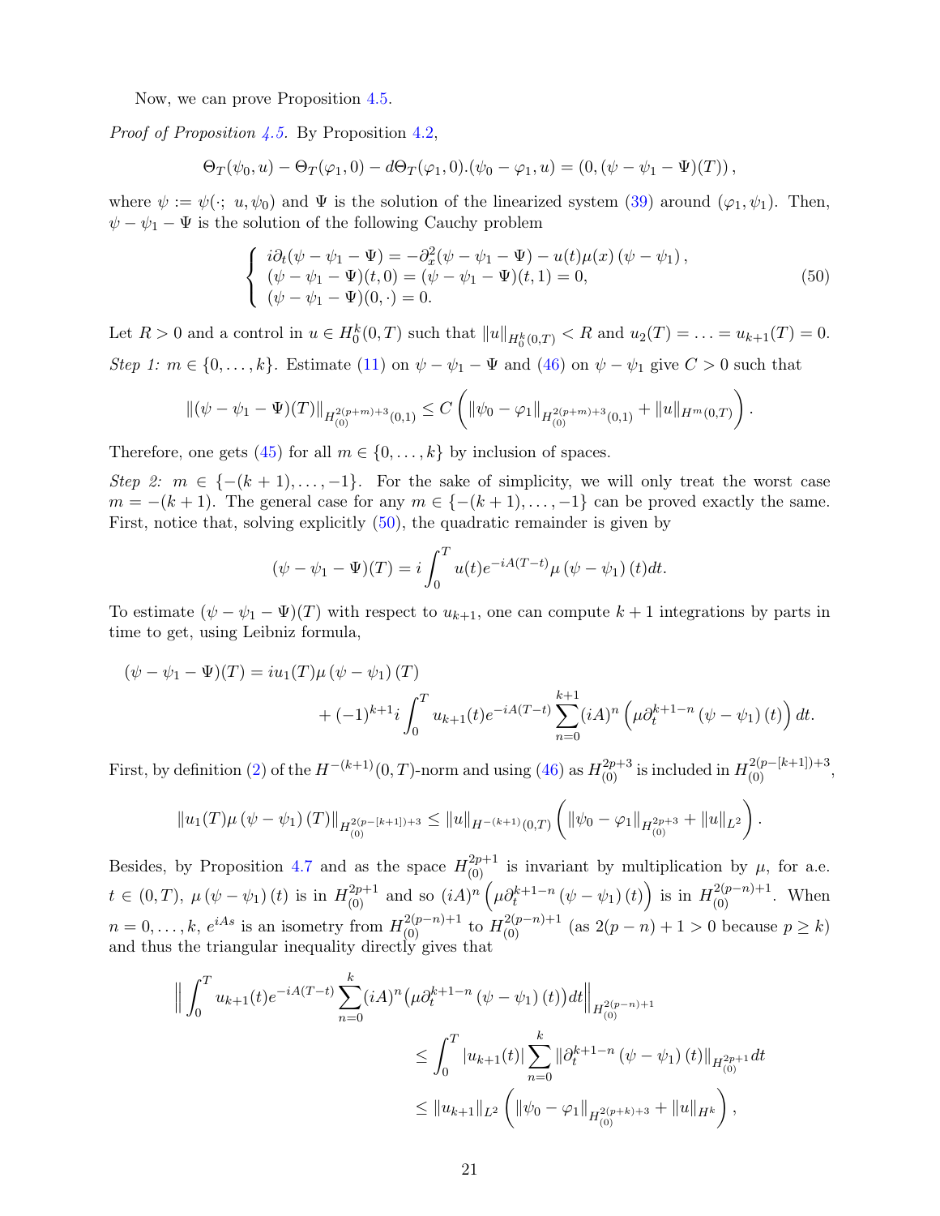Now, we can prove Proposition 4.5.

*Proof of Proposition 4.5.* By Proposition 4.2,

$$\Theta_T(\psi_0, u) - \Theta_T(\varphi_1, 0) - d\Theta_T(\varphi_1, 0).(\psi_0 - \varphi_1, u) = (0, (\psi - \psi_1 - \Psi)(T)),$$

where $\psi := \psi(\cdot;\ u, \psi_0)$ and $\Psi$ is the solution of the linearized system (39) around $(\varphi_1, \psi_1)$. Then, $\psi - \psi_1 - \Psi$ is the solution of the following Cauchy problem

$$\begin{cases} i\partial_t(\psi - \psi_1 - \Psi) = -\partial_x^2(\psi - \psi_1 - \Psi) - u(t)\mu(x)\,(\psi - \psi_1), \\ (\psi - \psi_1 - \Psi)(t, 0) = (\psi - \psi_1 - \Psi)(t, 1) = 0, \\ (\psi - \psi_1 - \Psi)(0, \cdot) = 0. \end{cases} \tag{50}$$

Let $R > 0$ and a control in $u \in H_0^k(0, T)$ such that $\|u\|_{H_0^k(0,T)} < R$ and $u_2(T) = \ldots = u_{k+1}(T) = 0$.

*Step 1: $m \in \{0, \ldots, k\}$.* Estimate (11) on $\psi - \psi_1 - \Psi$ and (46) on $\psi - \psi_1$ give $C > 0$ such that

$$\|(\psi - \psi_1 - \Psi)(T)\|_{H_{(0)}^{2(p+m)+3}(0,1)} \leq C\left(\|\psi_0 - \varphi_1\|_{H_{(0)}^{2(p+m)+3}(0,1)} + \|u\|_{H^m(0,T)}\right).$$

Therefore, one gets (45) for all $m \in \{0, \ldots, k\}$ by inclusion of spaces.

*Step 2: $m \in \{-(k+1), \ldots, -1\}$.* For the sake of simplicity, we will only treat the worst case $m = -(k+1)$. The general case for any $m \in \{-(k+1), \ldots, -1\}$ can be proved exactly the same. First, notice that, solving explicitly (50), the quadratic remainder is given by

$$(\psi - \psi_1 - \Psi)(T) = i\int_0^T u(t)e^{-iA(T-t)}\mu\,(\psi - \psi_1)\,(t)dt.$$

To estimate $(\psi - \psi_1 - \Psi)(T)$ with respect to $u_{k+1}$, one can compute $k+1$ integrations by parts in time to get, using Leibniz formula,

$$\begin{aligned}(\psi - \psi_1 - \Psi)(T) = {} & iu_1(T)\mu\,(\psi - \psi_1)\,(T) \\ & + (-1)^{k+1} i\int_0^T u_{k+1}(t)e^{-iA(T-t)}\sum_{n=0}^{k+1}(iA)^n\left(\mu\partial_t^{k+1-n}\,(\psi - \psi_1)\,(t)\right)dt.\end{aligned}$$

First, by definition (2) of the $H^{-(k+1)}(0, T)$-norm and using (46) as $H_{(0)}^{2p+3}$ is included in $H_{(0)}^{2(p-[k+1])+3}$,

$$\|u_1(T)\mu\,(\psi - \psi_1)\,(T)\|_{H_{(0)}^{2(p-[k+1])+3}} \leq \|u\|_{H^{-(k+1)}(0,T)}\left(\|\psi_0 - \varphi_1\|_{H_{(0)}^{2p+3}} + \|u\|_{L^2}\right).$$

Besides, by Proposition 4.7 and as the space $H_{(0)}^{2p+1}$ is invariant by multiplication by $\mu$, for a.e. $t \in (0, T)$, $\mu\,(\psi - \psi_1)\,(t)$ is in $H_{(0)}^{2p+1}$ and so $(iA)^n\left(\mu\partial_t^{k+1-n}\,(\psi - \psi_1)\,(t)\right)$ is in $H_{(0)}^{2(p-n)+1}$. When $n = 0, \ldots, k$, $e^{iAs}$ is an isometry from $H_{(0)}^{2(p-n)+1}$ to $H_{(0)}^{2(p-n)+1}$ (as $2(p-n)+1 > 0$ because $p \geq k$) and thus the triangular inequality directly gives that

$$\begin{aligned}\Big\|\int_0^T u_{k+1}(t)e^{-iA(T-t)}\sum_{n=0}^{k}(iA)^n\big(\mu\partial_t^{k+1-n}\,(\psi - \psi_1)\,(t)\big)dt\Big\|_{H_{(0)}^{2(p-n)+1}} \\ \leq \int_0^T |u_{k+1}(t)|\sum_{n=0}^{k}\|\partial_t^{k+1-n}\,(\psi - \psi_1)\,(t)\|_{H_{(0)}^{2p+1}}dt \\ \leq \|u_{k+1}\|_{L^2}\left(\|\psi_0 - \varphi_1\|_{H_{(0)}^{2(p+k)+3}} + \|u\|_{H^k}\right),\end{aligned}$$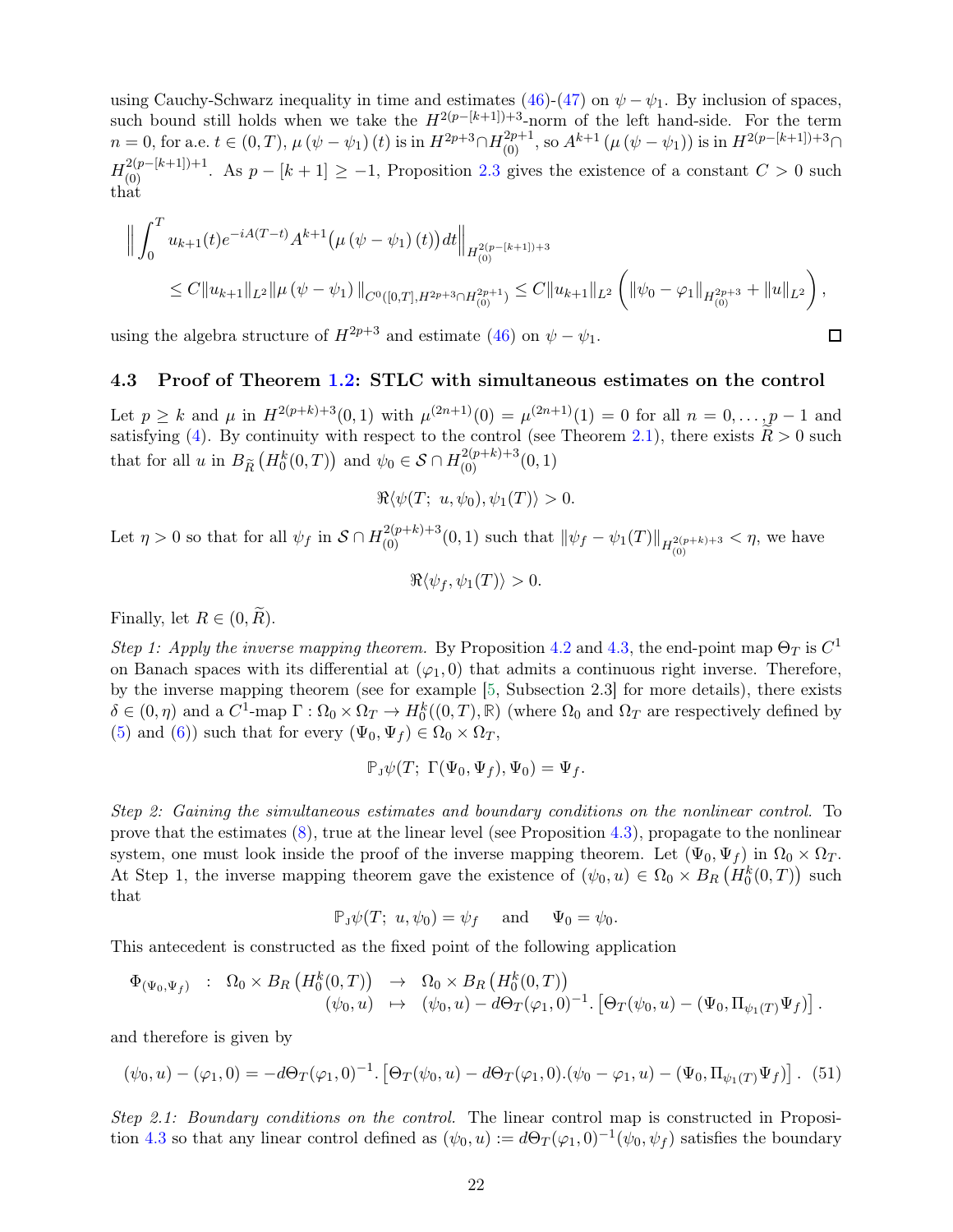using Cauchy-Schwarz inequality in time and estimates (46)-(47) on $\psi - \psi_1$. By inclusion of spaces, such bound still holds when we take the $H^{2(p-[k+1])+3}$-norm of the left hand-side. For the term $n = 0$, for a.e. $t \in (0,T)$, $\mu\,(\psi - \psi_1)\,(t)$ is in $H^{2p+3} \cap H^{2p+1}_{(0)}$, so $A^{k+1}\left(\mu\,(\psi - \psi_1)\right)$ is in $H^{2(p-[k+1])+3} \cap H^{2(p-[k+1])+1}_{(0)}$. As $p - [k+1] \geq -1$, Proposition 2.3 gives the existence of a constant $C > 0$ such that

$$
\begin{aligned}
&\Big\| \int_0^T u_{k+1}(t) e^{-iA(T-t)} A^{k+1}\big(\mu\,(\psi - \psi_1)\,(t)\big)\,dt \Big\|_{H^{2(p-[k+1])+3}_{(0)}} \\
&\qquad \leq C \|u_{k+1}\|_{L^2} \|\mu\,(\psi - \psi_1)\,\|_{C^0([0,T],H^{2p+3}\cap H^{2p+1}_{(0)})} \leq C \|u_{k+1}\|_{L^2} \left( \|\psi_0 - \varphi_1\|_{H^{2p+3}_{(0)}} + \|u\|_{L^2} \right),
\end{aligned}
$$

using the algebra structure of $H^{2p+3}$ and estimate (46) on $\psi - \psi_1$. □

### 4.3 Proof of Theorem 1.2: STLC with simultaneous estimates on the control

Let $p \geq k$ and $\mu$ in $H^{2(p+k)+3}(0,1)$ with $\mu^{(2n+1)}(0) = \mu^{(2n+1)}(1) = 0$ for all $n = 0, \ldots, p-1$ and satisfying (4). By continuity with respect to the control (see Theorem 2.1), there exists $\widetilde{R} > 0$ such that for all $u$ in $B_{\widetilde{R}}\left(H^k_0(0,T)\right)$ and $\psi_0 \in \mathcal{S} \cap H^{2(p+k)+3}_{(0)}(0,1)$

$$
\Re\langle \psi(T;\ u, \psi_0), \psi_1(T) \rangle > 0.
$$

Let $\eta > 0$ so that for all $\psi_f$ in $\mathcal{S} \cap H^{2(p+k)+3}_{(0)}(0,1)$ such that $\|\psi_f - \psi_1(T)\|_{H^{2(p+k)+3}_{(0)}} < \eta$, we have

$$
\Re\langle \psi_f, \psi_1(T) \rangle > 0.
$$

Finally, let $R \in (0, \widetilde{R})$.

*Step 1: Apply the inverse mapping theorem.* By Proposition 4.2 and 4.3, the end-point map $\Theta_T$ is $C^1$ on Banach spaces with its differential at $(\varphi_1, 0)$ that admits a continuous right inverse. Therefore, by the inverse mapping theorem (see for example [5, Subsection 2.3] for more details), there exists $\delta \in (0, \eta)$ and a $C^1$-map $\Gamma : \Omega_0 \times \Omega_T \to H^k_0((0,T),\mathbb{R})$ (where $\Omega_0$ and $\Omega_T$ are respectively defined by (5) and (6)) such that for every $(\Psi_0, \Psi_f) \in \Omega_0 \times \Omega_T$,

$$
\mathbb{P}_J \psi(T;\ \Gamma(\Psi_0, \Psi_f), \Psi_0) = \Psi_f.
$$

*Step 2: Gaining the simultaneous estimates and boundary conditions on the nonlinear control.* To prove that the estimates (8), true at the linear level (see Proposition 4.3), propagate to the nonlinear system, one must look inside the proof of the inverse mapping theorem. Let $(\Psi_0, \Psi_f)$ in $\Omega_0 \times \Omega_T$. At Step 1, the inverse mapping theorem gave the existence of $(\psi_0, u) \in \Omega_0 \times B_R\left(H^k_0(0,T)\right)$ such that

$$
\mathbb{P}_J \psi(T;\ u, \psi_0) = \psi_f \quad \text{ and } \quad \Psi_0 = \psi_0.
$$

This antecedent is constructed as the fixed point of the following application

$$
\begin{array}{rccl}
\Phi_{(\Psi_0, \Psi_f)} & : & \Omega_0 \times B_R\left(H^k_0(0,T)\right) & \to \ \Omega_0 \times B_R\left(H^k_0(0,T)\right) \\
& & (\psi_0, u) & \mapsto \ (\psi_0, u) - d\Theta_T(\varphi_1, 0)^{-1}.\left[\Theta_T(\psi_0, u) - (\Psi_0, \Pi_{\psi_1(T)}\Psi_f)\right].
\end{array}
$$

and therefore is given by

$$
(\psi_0, u) - (\varphi_1, 0) = -d\Theta_T(\varphi_1, 0)^{-1}.\left[\Theta_T(\psi_0, u) - d\Theta_T(\varphi_1, 0).(\psi_0 - \varphi_1, u) - (\Psi_0, \Pi_{\psi_1(T)}\Psi_f)\right]. \quad (51)
$$

*Step 2.1: Boundary conditions on the control.* The linear control map is constructed in Proposition 4.3 so that any linear control defined as $(\psi_0, u) := d\Theta_T(\varphi_1, 0)^{-1}(\psi_0, \psi_f)$ satisfies the boundary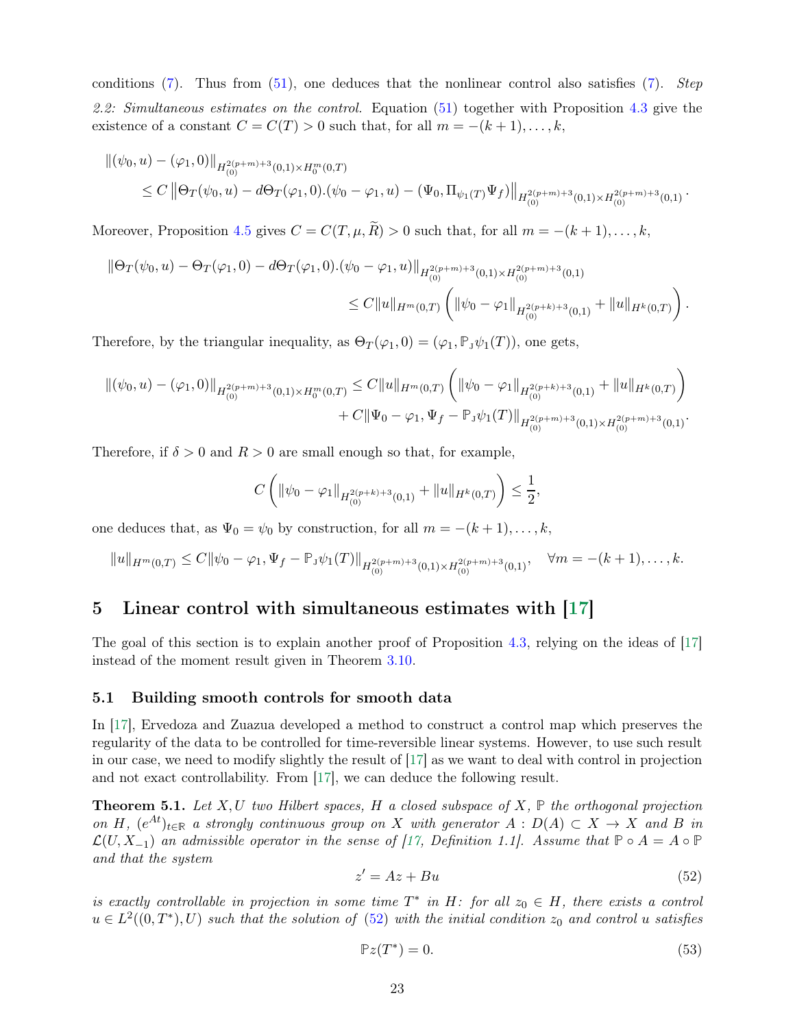conditions (7). Thus from (51), one deduces that the nonlinear control also satisfies (7). *Step 2.2: Simultaneous estimates on the control.* Equation (51) together with Proposition 4.3 give the existence of a constant $C = C(T) > 0$ such that, for all $m = -(k+1), \dots, k$,

$$\|(\psi_0, u) - (\varphi_1, 0)\|_{H^{2(p+m)+3}_{(0)}(0,1)\times H^m_0(0,T)} \leq C \left\|\Theta_T(\psi_0, u) - d\Theta_T(\varphi_1, 0).(\psi_0 - \varphi_1, u) - (\Psi_0, \Pi_{\psi_1(T)}\Psi_f)\right\|_{H^{2(p+m)+3}_{(0)}(0,1)\times H^{2(p+m)+3}_{(0)}(0,1)}.$$

Moreover, Proposition 4.5 gives $C = C(T, \mu, \widetilde{R}) > 0$ such that, for all $m = -(k+1), \dots, k$,

$$\|\Theta_T(\psi_0, u) - \Theta_T(\varphi_1, 0) - d\Theta_T(\varphi_1, 0).(\psi_0 - \varphi_1, u)\|_{H^{2(p+m)+3}_{(0)}(0,1)\times H^{2(p+m)+3}_{(0)}(0,1)} \leq C\|u\|_{H^m(0,T)} \left(\|\psi_0 - \varphi_1\|_{H^{2(p+k)+3}_{(0)}(0,1)} + \|u\|_{H^k(0,T)}\right).$$

Therefore, by the triangular inequality, as $\Theta_T(\varphi_1, 0) = (\varphi_1, \mathbb{P}_{\mathcal{J}}\psi_1(T))$, one gets,

$$\begin{aligned}\|(\psi_0, u) - (\varphi_1, 0)\|_{H^{2(p+m)+3}_{(0)}(0,1)\times H^m_0(0,T)} \leq{}& C\|u\|_{H^m(0,T)} \left(\|\psi_0 - \varphi_1\|_{H^{2(p+k)+3}_{(0)}(0,1)} + \|u\|_{H^k(0,T)}\right) \\ &+ C\|\Psi_0 - \varphi_1, \Psi_f - \mathbb{P}_{\mathcal{J}}\psi_1(T)\|_{H^{2(p+m)+3}_{(0)}(0,1)\times H^{2(p+m)+3}_{(0)}(0,1)}.\end{aligned}$$

Therefore, if $\delta > 0$ and $R > 0$ are small enough so that, for example,

$$C\left(\|\psi_0 - \varphi_1\|_{H^{2(p+k)+3}_{(0)}(0,1)} + \|u\|_{H^k(0,T)}\right) \leq \frac{1}{2},$$

one deduces that, as $\Psi_0 = \psi_0$ by construction, for all $m = -(k+1), \dots, k$,

$$\|u\|_{H^m(0,T)} \leq C\|\psi_0 - \varphi_1, \Psi_f - \mathbb{P}_{\mathcal{J}}\psi_1(T)\|_{H^{2(p+m)+3}_{(0)}(0,1)\times H^{2(p+m)+3}_{(0)}(0,1)}, \quad \forall m = -(k+1), \dots, k.$$

# 5 Linear control with simultaneous estimates with [17]

The goal of this section is to explain another proof of Proposition 4.3, relying on the ideas of [17] instead of the moment result given in Theorem 3.10.

## 5.1 Building smooth controls for smooth data

In [17], Ervedoza and Zuazua developed a method to construct a control map which preserves the regularity of the data to be controlled for time-reversible linear systems. However, to use such result in our case, we need to modify slightly the result of [17] as we want to deal with control in projection and not exact controllability. From [17], we can deduce the following result.

**Theorem 5.1.** *Let $X, U$ two Hilbert spaces, $H$ a closed subspace of $X$, $\mathbb{P}$ the orthogonal projection on $H$, $(e^{At})_{t\in\mathbb{R}}$ a strongly continuous group on $X$ with generator $A : D(A) \subset X \to X$ and $B$ in $\mathcal{L}(U, X_{-1})$ an admissible operator in the sense of [17, Definition 1.1]. Assume that $\mathbb{P} \circ A = A \circ \mathbb{P}$ and that the system*

$$z' = Az + Bu \tag{52}$$

*is exactly controllable in projection in some time $T^*$ in $H$: for all $z_0 \in H$, there exists a control $u \in L^2((0,T^*), U)$ such that the solution of (52) with the initial condition $z_0$ and control $u$ satisfies*

$$\mathbb{P}z(T^*) = 0. \tag{53}$$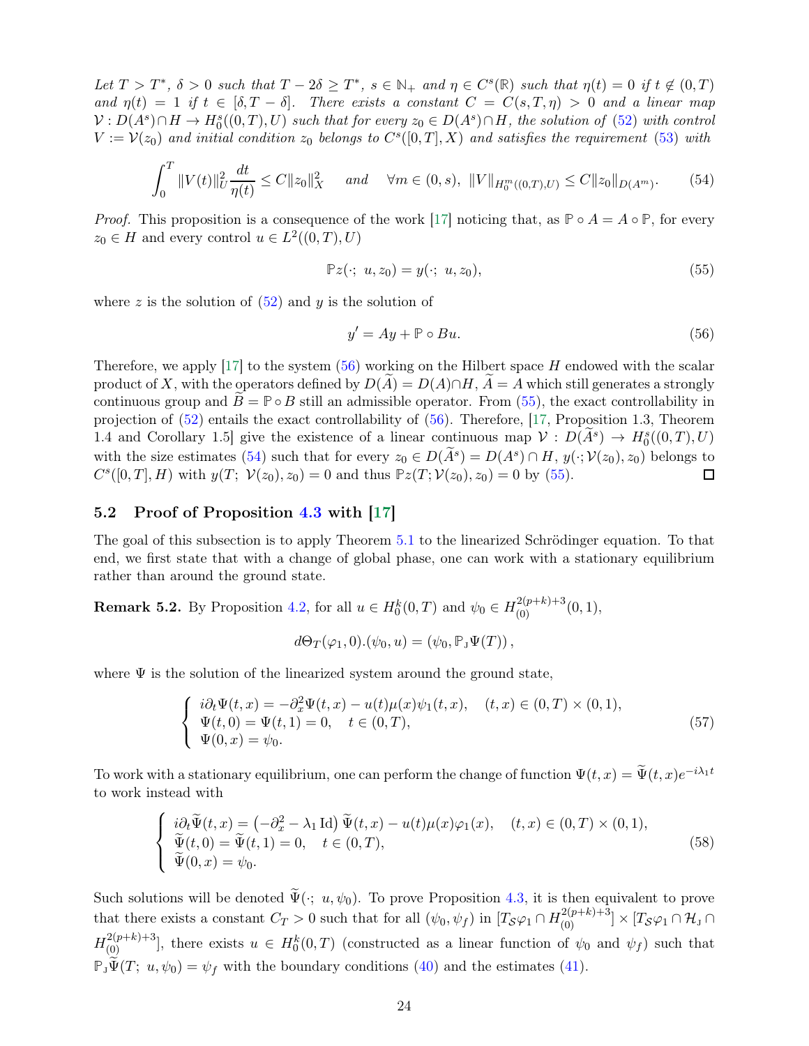*Let $T > T^*$, $\delta > 0$ such that $T - 2\delta \geq T^*$, $s \in \mathbb{N}_+$ and $\eta \in C^s(\mathbb{R})$ such that $\eta(t) = 0$ if $t \notin (0, T)$ and $\eta(t) = 1$ if $t \in [\delta, T - \delta]$. There exists a constant $C = C(s, T, \eta) > 0$ and a linear map $\mathcal{V} : D(A^s) \cap H \to H_0^s((0,T), U)$ such that for every $z_0 \in D(A^s) \cap H$, the solution of (52) with control $V := \mathcal{V}(z_0)$ and initial condition $z_0$ belongs to $C^s([0,T], X)$ and satisfies the requirement (53) with*

$$\int_0^T \|V(t)\|_U^2 \frac{dt}{\eta(t)} \leq C\|z_0\|_X^2 \quad \text{ and } \quad \forall m \in (0,s),\ \|V\|_{H_0^m((0,T),U)} \leq C\|z_0\|_{D(A^m)}. \tag{54}$$

*Proof.* This proposition is a consequence of the work [17] noticing that, as $\mathbb{P} \circ A = A \circ \mathbb{P}$, for every $z_0 \in H$ and every control $u \in L^2((0,T), U)$

$$\mathbb{P}z(\cdot;\ u, z_0) = y(\cdot;\ u, z_0), \tag{55}$$

where $z$ is the solution of (52) and $y$ is the solution of

$$y' = Ay + \mathbb{P} \circ Bu. \tag{56}$$

Therefore, we apply [17] to the system (56) working on the Hilbert space $H$ endowed with the scalar product of $X$, with the operators defined by $D(\widetilde{A}) = D(A) \cap H$, $\widetilde{A} = A$ which still generates a strongly continuous group and $\widetilde{B} = \mathbb{P} \circ B$ still an admissible operator. From (55), the exact controllability in projection of (52) entails the exact controllability of (56). Therefore, [17, Proposition 1.3, Theorem 1.4 and Corollary 1.5] give the existence of a linear continuous map $\mathcal{V} : D(\widetilde{A}^s) \to H_0^s((0,T), U)$ with the size estimates (54) such that for every $z_0 \in D(\widetilde{A}^s) = D(A^s) \cap H$, $y(\cdot; \mathcal{V}(z_0), z_0)$ belongs to $C^s([0,T], H)$ with $y(T;\ \mathcal{V}(z_0), z_0) = 0$ and thus $\mathbb{P}z(T; \mathcal{V}(z_0), z_0) = 0$ by (55). ☐

## 5.2 Proof of Proposition 4.3 with [17]

The goal of this subsection is to apply Theorem 5.1 to the linearized Schrödinger equation. To that end, we first state that with a change of global phase, one can work with a stationary equilibrium rather than around the ground state.

**Remark 5.2.** By Proposition 4.2, for all $u \in H_0^k(0,T)$ and $\psi_0 \in H_{(0)}^{2(p+k)+3}(0,1)$,

$$d\Theta_T(\varphi_1, 0).(\psi_0, u) = (\psi_0, \mathbb{P}_{\mathrm{J}}\Psi(T)),$$

where $\Psi$ is the solution of the linearized system around the ground state,

$$\begin{cases} i\partial_t \Psi(t,x) = -\partial_x^2 \Psi(t,x) - u(t)\mu(x)\psi_1(t,x), \quad (t,x) \in (0,T) \times (0,1), \\ \Psi(t,0) = \Psi(t,1) = 0, \quad t \in (0,T), \\ \Psi(0,x) = \psi_0. \end{cases} \tag{57}$$

To work with a stationary equilibrium, one can perform the change of function $\Psi(t,x) = \widetilde{\Psi}(t,x)e^{-i\lambda_1 t}$ to work instead with

$$\begin{cases} i\partial_t \widetilde{\Psi}(t,x) = \left(-\partial_x^2 - \lambda_1 \operatorname{Id}\right) \widetilde{\Psi}(t,x) - u(t)\mu(x)\varphi_1(x), \quad (t,x) \in (0,T) \times (0,1), \\ \widetilde{\Psi}(t,0) = \widetilde{\Psi}(t,1) = 0, \quad t \in (0,T), \\ \widetilde{\Psi}(0,x) = \psi_0. \end{cases} \tag{58}$$

Such solutions will be denoted $\widetilde{\Psi}(\cdot;\ u, \psi_0)$. To prove Proposition 4.3, it is then equivalent to prove that there exists a constant $C_T > 0$ such that for all $(\psi_0, \psi_f)$ in $[T_{\mathcal{S}}\varphi_1 \cap H_{(0)}^{2(p+k)+3}] \times [T_{\mathcal{S}}\varphi_1 \cap \mathcal{H}_{\mathrm{J}} \cap H_{(0)}^{2(p+k)+3}]$, there exists $u \in H_0^k(0,T)$ (constructed as a linear function of $\psi_0$ and $\psi_f$) such that $\mathbb{P}_{\mathrm{J}}\widetilde{\Psi}(T;\ u, \psi_0) = \psi_f$ with the boundary conditions (40) and the estimates (41).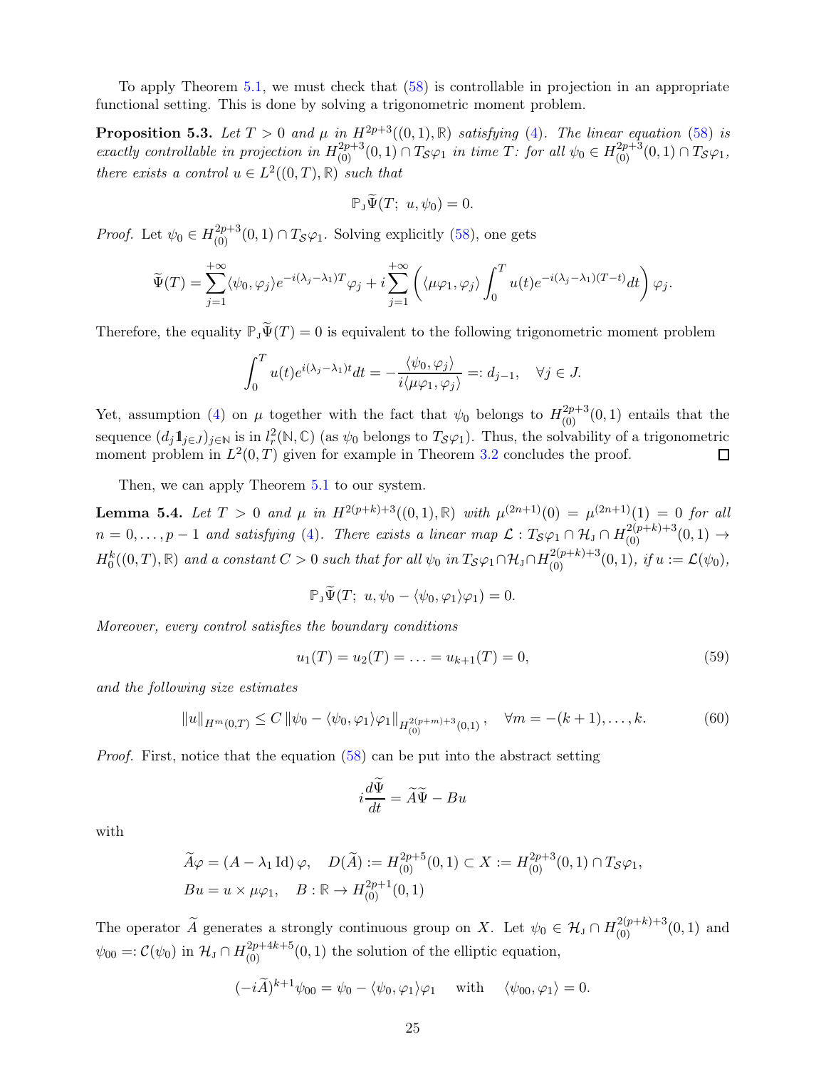To apply Theorem 5.1, we must check that (58) is controllable in projection in an appropriate functional setting. This is done by solving a trigonometric moment problem.

**Proposition 5.3.** *Let $T > 0$ and $\mu$ in $H^{2p+3}((0,1),\mathbb{R})$ satisfying (4). The linear equation (58) is exactly controllable in projection in $H^{2p+3}_{(0)}(0,1) \cap T_{\mathcal{S}}\varphi_1$ in time $T$: for all $\psi_0 \in H^{2p+3}_{(0)}(0,1) \cap T_{\mathcal{S}}\varphi_1$, there exists a control $u \in L^2((0,T),\mathbb{R})$ such that*

$$\mathbb{P}_{J}\widetilde{\Psi}(T;\ u, \psi_0) = 0.$$

*Proof.* Let $\psi_0 \in H^{2p+3}_{(0)}(0,1) \cap T_{\mathcal{S}}\varphi_1$. Solving explicitly (58), one gets

$$\widetilde{\Psi}(T) = \sum_{j=1}^{+\infty} \langle \psi_0, \varphi_j \rangle e^{-i(\lambda_j - \lambda_1)T} \varphi_j + i \sum_{j=1}^{+\infty} \left( \langle \mu\varphi_1, \varphi_j \rangle \int_0^T u(t) e^{-i(\lambda_j-\lambda_1)(T-t)} dt \right) \varphi_j.$$

Therefore, the equality $\mathbb{P}_{J}\widetilde{\Psi}(T) = 0$ is equivalent to the following trigonometric moment problem

$$\int_0^T u(t) e^{i(\lambda_j - \lambda_1)t} dt = -\frac{\langle \psi_0, \varphi_j \rangle}{i \langle \mu\varphi_1, \varphi_j \rangle} =: d_{j-1}, \quad \forall j \in J.$$

Yet, assumption (4) on $\mu$ together with the fact that $\psi_0$ belongs to $H^{2p+3}_{(0)}(0,1)$ entails that the sequence $(d_j \mathbb{1}_{j\in J})_{j\in\mathbb{N}}$ is in $l^2_r(\mathbb{N},\mathbb{C})$ (as $\psi_0$ belongs to $T_{\mathcal{S}}\varphi_1$). Thus, the solvability of a trigonometric moment problem in $L^2(0,T)$ given for example in Theorem 3.2 concludes the proof. $\square$

Then, we can apply Theorem 5.1 to our system.

**Lemma 5.4.** *Let $T > 0$ and $\mu$ in $H^{2(p+k)+3}((0,1),\mathbb{R})$ with $\mu^{(2n+1)}(0) = \mu^{(2n+1)}(1) = 0$ for all $n = 0, \ldots, p-1$ and satisfying (4). There exists a linear map $\mathcal{L} : T_{\mathcal{S}}\varphi_1 \cap \mathcal{H}_{J} \cap H^{2(p+k)+3}_{(0)}(0,1) \to H^k_0((0,T),\mathbb{R})$ and a constant $C > 0$ such that for all $\psi_0$ in $T_{\mathcal{S}}\varphi_1 \cap \mathcal{H}_{J} \cap H^{2(p+k)+3}_{(0)}(0,1)$, if $u := \mathcal{L}(\psi_0)$,*

$$\mathbb{P}_{J}\widetilde{\Psi}(T;\ u, \psi_0 - \langle \psi_0, \varphi_1 \rangle \varphi_1) = 0.$$

*Moreover, every control satisfies the boundary conditions*

$$u_1(T) = u_2(T) = \ldots = u_{k+1}(T) = 0, \tag{59}$$

*and the following size estimates*

$$\|u\|_{H^m(0,T)} \leq C \left\| \psi_0 - \langle \psi_0, \varphi_1 \rangle \varphi_1 \right\|_{H^{2(p+m)+3}_{(0)}(0,1)}, \quad \forall m = -(k+1), \ldots, k. \tag{60}$$

*Proof.* First, notice that the equation (58) can be put into the abstract setting

$$i\frac{d\widetilde{\Psi}}{dt} = \widetilde{A}\widetilde{\Psi} - Bu$$

with

$$\widetilde{A}\varphi = (A - \lambda_1 \operatorname{Id})\varphi, \quad D(\widetilde{A}) := H^{2p+5}_{(0)}(0,1) \subset X := H^{2p+3}_{(0)}(0,1) \cap T_{\mathcal{S}}\varphi_1,$$
$$Bu = u \times \mu\varphi_1, \quad B : \mathbb{R} \to H^{2p+1}_{(0)}(0,1)$$

The operator $\widetilde{A}$ generates a strongly continuous group on $X$. Let $\psi_0 \in \mathcal{H}_{J} \cap H^{2(p+k)+3}_{(0)}(0,1)$ and $\psi_{00} =: \mathcal{C}(\psi_0)$ in $\mathcal{H}_{J} \cap H^{2p+4k+5}_{(0)}(0,1)$ the solution of the elliptic equation,

$$(-i\widetilde{A})^{k+1}\psi_{00} = \psi_0 - \langle \psi_0, \varphi_1 \rangle \varphi_1 \quad \text{with} \quad \langle \psi_{00}, \varphi_1 \rangle = 0.$$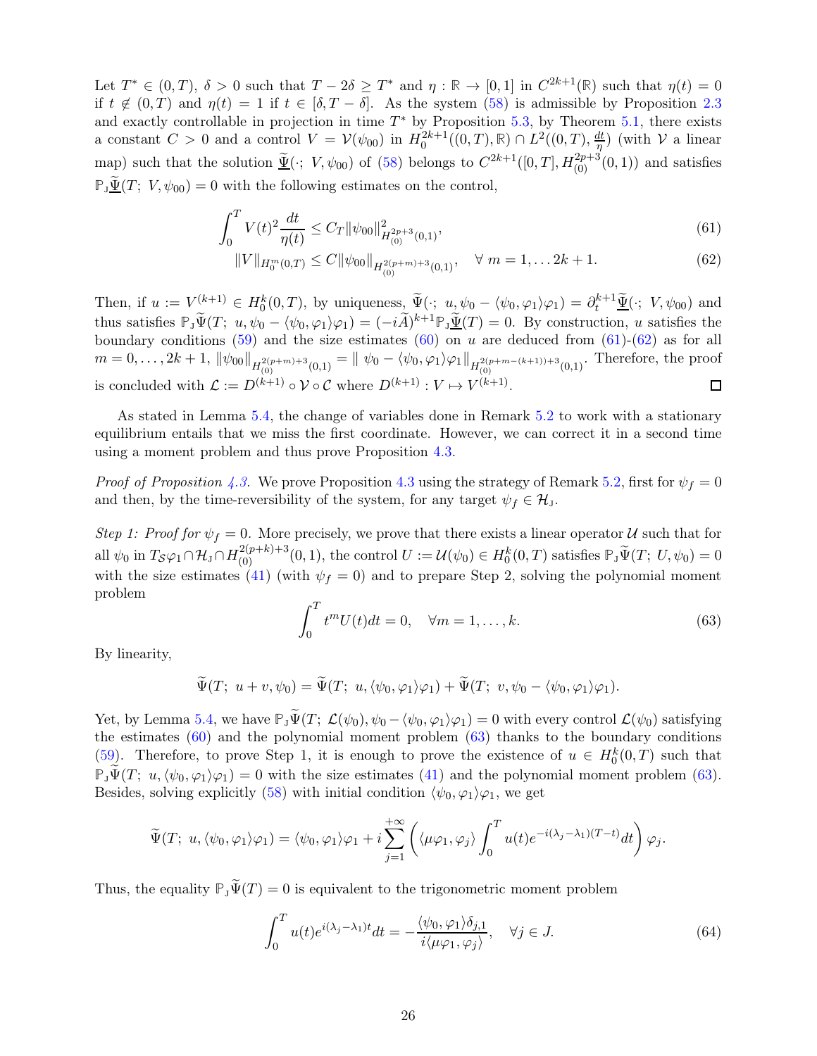Let $T^* \in (0,T)$, $\delta > 0$ such that $T - 2\delta \geq T^*$ and $\eta : \mathbb{R} \to [0,1]$ in $C^{2k+1}(\mathbb{R})$ such that $\eta(t) = 0$ if $t \notin (0,T)$ and $\eta(t) = 1$ if $t \in [\delta, T-\delta]$. As the system (58) is admissible by Proposition 2.3 and exactly controllable in projection in time $T^*$ by Proposition 5.3, by Theorem 5.1, there exists a constant $C > 0$ and a control $V = \mathcal{V}(\psi_{00})$ in $H_0^{2k+1}((0,T),\mathbb{R}) \cap L^2((0,T), \frac{dt}{\eta})$ (with $\mathcal{V}$ a linear map) such that the solution $\underline{\widetilde{\Psi}}(\cdot;\ V, \psi_{00})$ of (58) belongs to $C^{2k+1}([0,T], H^{2p+3}_{(0)}(0,1))$ and satisfies $\mathbb{P}_{\mathrm{J}}\underline{\widetilde{\Psi}}(T;\ V, \psi_{00}) = 0$ with the following estimates on the control,

$$\int_0^T V(t)^2 \frac{dt}{\eta(t)} \leq C_T \|\psi_{00}\|^2_{H^{2p+3}_{(0)}(0,1)}, \tag{61}$$

$$\|V\|_{H_0^m(0,T)} \leq C \|\psi_{00}\|_{H^{2(p+m)+3}_{(0)}(0,1)}, \quad \forall\ m = 1, \dots 2k+1. \tag{62}$$

Then, if $u := V^{(k+1)} \in H_0^k(0,T)$, by uniqueness, $\widetilde{\Psi}(\cdot;\ u, \psi_0 - \langle \psi_0, \varphi_1 \rangle \varphi_1) = \partial_t^{k+1} \underline{\widetilde{\Psi}}(\cdot;\ V, \psi_{00})$ and thus satisfies $\mathbb{P}_{\mathrm{J}}\widetilde{\Psi}(T;\ u, \psi_0 - \langle \psi_0, \varphi_1 \rangle \varphi_1) = (-i\widetilde{A})^{k+1} \mathbb{P}_{\mathrm{J}} \underline{\widetilde{\Psi}}(T) = 0$. By construction, $u$ satisfies the boundary conditions (59) and the size estimates (60) on $u$ are deduced from (61)-(62) as for all $m = 0, \dots, 2k+1$, $\|\psi_{00}\|_{H^{2(p+m)+3}_{(0)}(0,1)} = \|\ \psi_0 - \langle \psi_0, \varphi_1 \rangle \varphi_1 \|_{H^{2(p+m-(k+1))+3}_{(0)}(0,1)}$. Therefore, the proof is concluded with $\mathcal{L} := D^{(k+1)} \circ \mathcal{V} \circ \mathcal{C}$ where $D^{(k+1)} : V \mapsto V^{(k+1)}$. $\square$

As stated in Lemma 5.4, the change of variables done in Remark 5.2 to work with a stationary equilibrium entails that we miss the first coordinate. However, we can correct it in a second time using a moment problem and thus prove Proposition 4.3.

*Proof of Proposition 4.3.* We prove Proposition 4.3 using the strategy of Remark 5.2, first for $\psi_f = 0$ and then, by the time-reversibility of the system, for any target $\psi_f \in \mathcal{H}_{\mathrm{J}}$.

*Step 1: Proof for $\psi_f = 0$.* More precisely, we prove that there exists a linear operator $\mathcal{U}$ such that for all $\psi_0$ in $T_{\mathcal{S}}\varphi_1 \cap \mathcal{H}_{\mathrm{J}} \cap H^{2(p+k)+3}_{(0)}(0,1)$, the control $U := \mathcal{U}(\psi_0) \in H_0^k(0,T)$ satisfies $\mathbb{P}_{\mathrm{J}}\Psi(T;\ U, \psi_0) = 0$ with the size estimates (41) (with $\psi_f = 0$) and to prepare Step 2, solving the polynomial moment problem

$$\int_0^T t^m U(t) dt = 0, \quad \forall m = 1, \dots, k. \tag{63}$$

By linearity,

$$\widetilde{\Psi}(T;\ u+v, \psi_0) = \widetilde{\Psi}(T;\ u, \langle \psi_0, \varphi_1 \rangle \varphi_1) + \widetilde{\Psi}(T;\ v, \psi_0 - \langle \psi_0, \varphi_1 \rangle \varphi_1).$$

Yet, by Lemma 5.4, we have $\mathbb{P}_{\mathrm{J}}\widetilde{\Psi}(T;\ \mathcal{L}(\psi_0), \psi_0 - \langle \psi_0, \varphi_1 \rangle \varphi_1) = 0$ with every control $\mathcal{L}(\psi_0)$ satisfying the estimates (60) and the polynomial moment problem (63) thanks to the boundary conditions (59). Therefore, to prove Step 1, it is enough to prove the existence of $u \in H_0^k(0,T)$ such that $\mathbb{P}_{\mathrm{J}}\widetilde{\Psi}(T;\ u, \langle \psi_0, \varphi_1 \rangle \varphi_1) = 0$ with the size estimates (41) and the polynomial moment problem (63). Besides, solving explicitly (58) with initial condition $\langle \psi_0, \varphi_1 \rangle \varphi_1$, we get

$$\widetilde{\Psi}(T;\ u, \langle \psi_0, \varphi_1 \rangle \varphi_1) = \langle \psi_0, \varphi_1 \rangle \varphi_1 + i \sum_{j=1}^{+\infty} \left( \langle \mu \varphi_1, \varphi_j \rangle \int_0^T u(t) e^{-i(\lambda_j - \lambda_1)(T-t)} dt \right) \varphi_j.$$

Thus, the equality $\mathbb{P}_{\mathrm{J}}\widetilde{\Psi}(T) = 0$ is equivalent to the trigonometric moment problem

$$\int_0^T u(t) e^{i(\lambda_j - \lambda_1)t} dt = -\frac{\langle \psi_0, \varphi_1 \rangle \delta_{j,1}}{i \langle \mu \varphi_1, \varphi_j \rangle}, \quad \forall j \in J. \tag{64}$$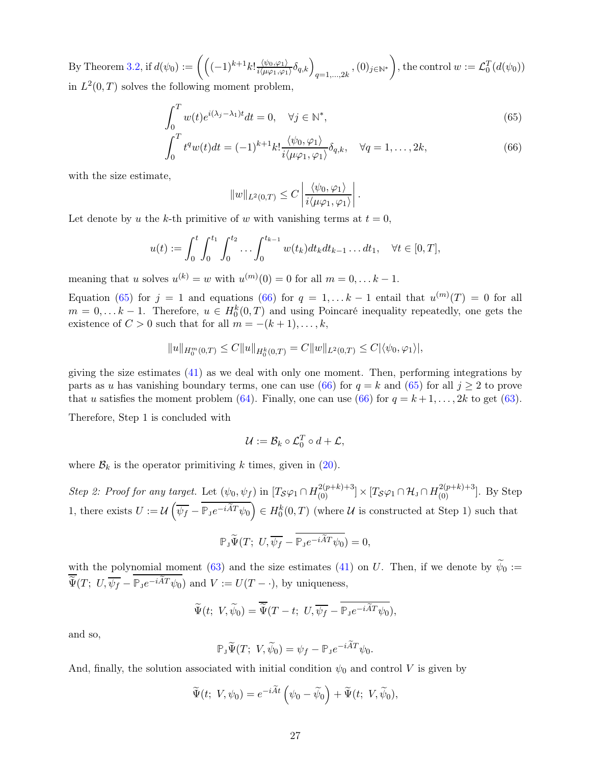By Theorem 3.2, if $d(\psi_0) := \left( \left( (-1)^{k+1} k! \frac{\langle \psi_0, \varphi_1 \rangle}{i \langle \mu \varphi_1, \varphi_1 \rangle} \delta_{q,k} \right)_{q=1,\dots,2k}, (0)_{j \in \mathbb{N}^*} \right)$, the control $w := \mathcal{L}_0^T(d(\psi_0))$ in $L^2(0,T)$ solves the following moment problem,

$$\int_0^T w(t) e^{i(\lambda_j - \lambda_1)t} dt = 0, \quad \forall j \in \mathbb{N}^*, \tag{65}$$

$$\int_0^T t^q w(t) dt = (-1)^{k+1} k! \frac{\langle \psi_0, \varphi_1 \rangle}{i \langle \mu \varphi_1, \varphi_1 \rangle} \delta_{q,k}, \quad \forall q = 1, \dots, 2k, \tag{66}$$

with the size estimate,

$$\|w\|_{L^2(0,T)} \le C \left| \frac{\langle \psi_0, \varphi_1 \rangle}{i \langle \mu \varphi_1, \varphi_1 \rangle} \right|.$$

Let denote by $u$ the $k$-th primitive of $w$ with vanishing terms at $t = 0$,

$$u(t) := \int_0^t \int_0^{t_1} \int_0^{t_2} \dots \int_0^{t_{k-1}} w(t_k) dt_k dt_{k-1} \dots dt_1, \quad \forall t \in [0,T],$$

meaning that $u$ solves $u^{(k)} = w$ with $u^{(m)}(0) = 0$ for all $m = 0, \dots k-1$.

Equation (65) for $j = 1$ and equations (66) for $q = 1, \dots k-1$ entail that $u^{(m)}(T) = 0$ for all $m = 0, \dots k-1$. Therefore, $u \in H_0^k(0,T)$ and using Poincaré inequality repeatedly, one gets the existence of $C > 0$ such that for all $m = -(k+1), \dots, k$,

$$\|u\|_{H_0^m(0,T)} \le C \|u\|_{H_0^k(0,T)} = C \|w\|_{L^2(0,T)} \le C |\langle \psi_0, \varphi_1 \rangle|,$$

giving the size estimates (41) as we deal with only one moment. Then, performing integrations by parts as $u$ has vanishing boundary terms, one can use (66) for $q = k$ and (65) for all $j \ge 2$ to prove that $u$ satisfies the moment problem (64). Finally, one can use (66) for $q = k+1, \dots, 2k$ to get (63).

Therefore, Step 1 is concluded with

$$\mathcal{U} := \mathcal{B}_k \circ \mathcal{L}_0^T \circ d + \mathcal{L},$$

where $\mathcal{B}_k$ is the operator primitiving $k$ times, given in (20).

*Step 2: Proof for any target.* Let $(\psi_0, \psi_f)$ in $[T_{\mathcal{S}}\varphi_1 \cap H_{(0)}^{2(p+k)+3}] \times [T_{\mathcal{S}}\varphi_1 \cap \mathcal{H}_{\mathrm{J}} \cap H_{(0)}^{2(p+k)+3}]$. By Step 1, there exists $U := \mathcal{U}\left(\overline{\psi_f} - \overline{\mathbb{P}_{\mathrm{J}} e^{-i\widetilde{A}T}\psi_0}\right) \in H_0^k(0,T)$ (where $\mathcal{U}$ is constructed at Step 1) such that

$$\mathbb{P}_{\mathrm{J}} \widetilde{\Psi}(T;\ U, \overline{\psi_f} - \overline{\mathbb{P}_{\mathrm{J}} e^{-i\widetilde{A}T}\psi_0}) = 0,$$

with the polynomial moment (63) and the size estimates (41) on $U$. Then, if we denote by $\widetilde{\psi}_0 := \overline{\widetilde{\Psi}}(T;\ U, \overline{\psi_f} - \overline{\mathbb{P}_{\mathrm{J}} e^{-i\widetilde{A}T}\psi_0})$ and $V := U(T - \cdot)$, by uniqueness,

$$\widetilde{\Psi}(t;\ V, \widetilde{\psi}_0) = \overline{\widetilde{\Psi}}(T - t;\ U, \overline{\psi_f} - \overline{\mathbb{P}_{\mathrm{J}} e^{-i\widetilde{A}T}\psi_0}),$$

and so,

$$\mathbb{P}_{\mathrm{J}} \widetilde{\Psi}(T;\ V, \widetilde{\psi}_0) = \psi_f - \mathbb{P}_{\mathrm{J}} e^{-i\widetilde{A}T}\psi_0.$$

And, finally, the solution associated with initial condition $\psi_0$ and control $V$ is given by

$$\widetilde{\Psi}(t;\ V, \psi_0) = e^{-i\widetilde{A}t}\left(\psi_0 - \widetilde{\psi}_0\right) + \widetilde{\Psi}(t;\ V, \widetilde{\psi}_0),$$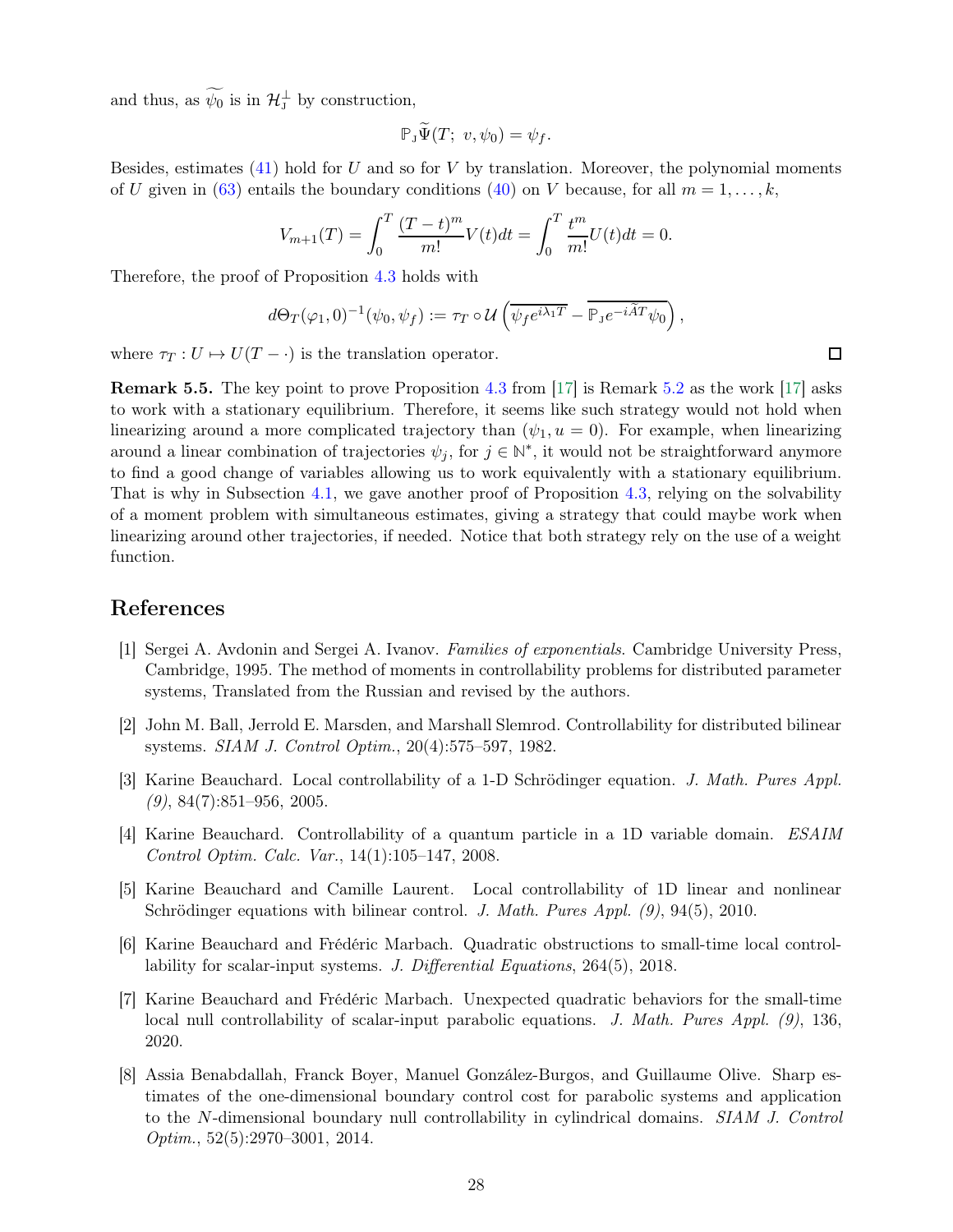and thus, as $\widetilde{\psi_0}$ is in $\mathcal{H}_J^\perp$ by construction,

$$\mathbb{P}_J \widetilde{\Psi}(T;\ v, \psi_0) = \psi_f.$$

Besides, estimates (41) hold for $U$ and so for $V$ by translation. Moreover, the polynomial moments of $U$ given in (63) entails the boundary conditions (40) on $V$ because, for all $m = 1, \ldots, k$,

$$V_{m+1}(T) = \int_0^T \frac{(T-t)^m}{m!} V(t)dt = \int_0^T \frac{t^m}{m!} U(t)dt = 0.$$

Therefore, the proof of Proposition 4.3 holds with

$$d\Theta_T(\varphi_1, 0)^{-1}(\psi_0, \psi_f) := \tau_T \circ \mathcal{U}\left(\overline{\psi_f e^{i\lambda_1 T}} - \overline{\mathbb{P}_J e^{-i\widetilde{A}T} \psi_0}\right),$$

where $\tau_T : U \mapsto U(T - \cdot)$ is the translation operator. $\square$

**Remark 5.5.** The key point to prove Proposition 4.3 from [17] is Remark 5.2 as the work [17] asks to work with a stationary equilibrium. Therefore, it seems like such strategy would not hold when linearizing around a more complicated trajectory than $(\psi_1, u = 0)$. For example, when linearizing around a linear combination of trajectories $\psi_j$, for $j \in \mathbb{N}^*$, it would not be straightforward anymore to find a good change of variables allowing us to work equivalently with a stationary equilibrium. That is why in Subsection 4.1, we gave another proof of Proposition 4.3, relying on the solvability of a moment problem with simultaneous estimates, giving a strategy that could maybe work when linearizing around other trajectories, if needed. Notice that both strategy rely on the use of a weight function.

## References

[1] Sergei A. Avdonin and Sergei A. Ivanov. *Families of exponentials*. Cambridge University Press, Cambridge, 1995. The method of moments in controllability problems for distributed parameter systems, Translated from the Russian and revised by the authors.

[2] John M. Ball, Jerrold E. Marsden, and Marshall Slemrod. Controllability for distributed bilinear systems. *SIAM J. Control Optim.*, 20(4):575–597, 1982.

[3] Karine Beauchard. Local controllability of a 1-D Schrödinger equation. *J. Math. Pures Appl. (9)*, 84(7):851–956, 2005.

[4] Karine Beauchard. Controllability of a quantum particle in a 1D variable domain. *ESAIM Control Optim. Calc. Var.*, 14(1):105–147, 2008.

[5] Karine Beauchard and Camille Laurent. Local controllability of 1D linear and nonlinear Schrödinger equations with bilinear control. *J. Math. Pures Appl. (9)*, 94(5), 2010.

[6] Karine Beauchard and Frédéric Marbach. Quadratic obstructions to small-time local controllability for scalar-input systems. *J. Differential Equations*, 264(5), 2018.

[7] Karine Beauchard and Frédéric Marbach. Unexpected quadratic behaviors for the small-time local null controllability of scalar-input parabolic equations. *J. Math. Pures Appl. (9)*, 136, 2020.

[8] Assia Benabdallah, Franck Boyer, Manuel González-Burgos, and Guillaume Olive. Sharp estimates of the one-dimensional boundary control cost for parabolic systems and application to the $N$-dimensional boundary null controllability in cylindrical domains. *SIAM J. Control Optim.*, 52(5):2970–3001, 2014.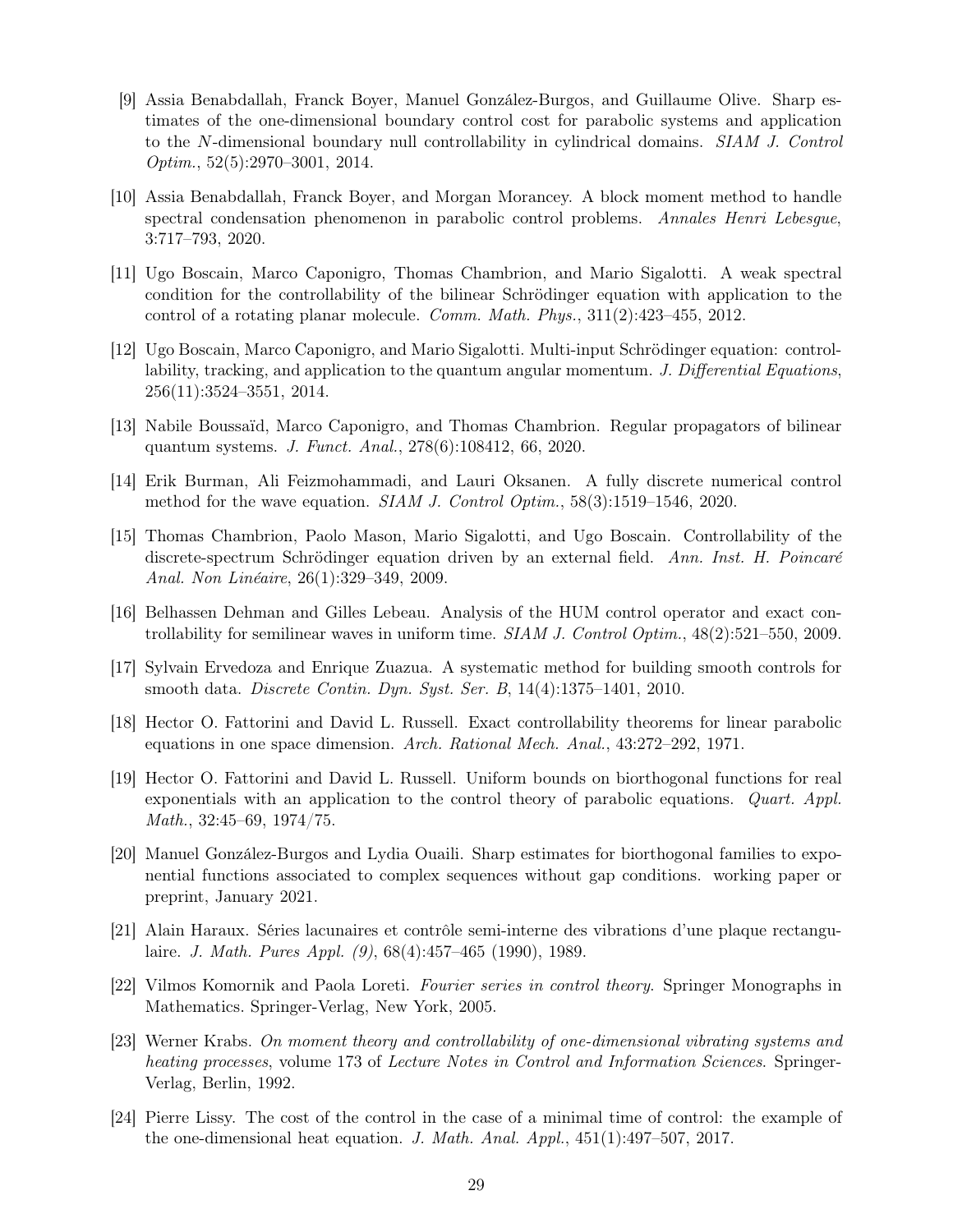[9] Assia Benabdallah, Franck Boyer, Manuel González-Burgos, and Guillaume Olive. Sharp estimates of the one-dimensional boundary control cost for parabolic systems and application to the $N$-dimensional boundary null controllability in cylindrical domains. *SIAM J. Control Optim.*, 52(5):2970–3001, 2014.

[10] Assia Benabdallah, Franck Boyer, and Morgan Morancey. A block moment method to handle spectral condensation phenomenon in parabolic control problems. *Annales Henri Lebesgue*, 3:717–793, 2020.

[11] Ugo Boscain, Marco Caponigro, Thomas Chambrion, and Mario Sigalotti. A weak spectral condition for the controllability of the bilinear Schrödinger equation with application to the control of a rotating planar molecule. *Comm. Math. Phys.*, 311(2):423–455, 2012.

[12] Ugo Boscain, Marco Caponigro, and Mario Sigalotti. Multi-input Schrödinger equation: controllability, tracking, and application to the quantum angular momentum. *J. Differential Equations*, 256(11):3524–3551, 2014.

[13] Nabile Boussaïd, Marco Caponigro, and Thomas Chambrion. Regular propagators of bilinear quantum systems. *J. Funct. Anal.*, 278(6):108412, 66, 2020.

[14] Erik Burman, Ali Feizmohammadi, and Lauri Oksanen. A fully discrete numerical control method for the wave equation. *SIAM J. Control Optim.*, 58(3):1519–1546, 2020.

[15] Thomas Chambrion, Paolo Mason, Mario Sigalotti, and Ugo Boscain. Controllability of the discrete-spectrum Schrödinger equation driven by an external field. *Ann. Inst. H. Poincaré Anal. Non Linéaire*, 26(1):329–349, 2009.

[16] Belhassen Dehman and Gilles Lebeau. Analysis of the HUM control operator and exact controllability for semilinear waves in uniform time. *SIAM J. Control Optim.*, 48(2):521–550, 2009.

[17] Sylvain Ervedoza and Enrique Zuazua. A systematic method for building smooth controls for smooth data. *Discrete Contin. Dyn. Syst. Ser. B*, 14(4):1375–1401, 2010.

[18] Hector O. Fattorini and David L. Russell. Exact controllability theorems for linear parabolic equations in one space dimension. *Arch. Rational Mech. Anal.*, 43:272–292, 1971.

[19] Hector O. Fattorini and David L. Russell. Uniform bounds on biorthogonal functions for real exponentials with an application to the control theory of parabolic equations. *Quart. Appl. Math.*, 32:45–69, 1974/75.

[20] Manuel González-Burgos and Lydia Ouaili. Sharp estimates for biorthogonal families to exponential functions associated to complex sequences without gap conditions. working paper or preprint, January 2021.

[21] Alain Haraux. Séries lacunaires et contrôle semi-interne des vibrations d'une plaque rectangulaire. *J. Math. Pures Appl. (9)*, 68(4):457–465 (1990), 1989.

[22] Vilmos Komornik and Paola Loreti. *Fourier series in control theory*. Springer Monographs in Mathematics. Springer-Verlag, New York, 2005.

[23] Werner Krabs. *On moment theory and controllability of one-dimensional vibrating systems and heating processes*, volume 173 of *Lecture Notes in Control and Information Sciences*. Springer-Verlag, Berlin, 1992.

[24] Pierre Lissy. The cost of the control in the case of a minimal time of control: the example of the one-dimensional heat equation. *J. Math. Anal. Appl.*, 451(1):497–507, 2017.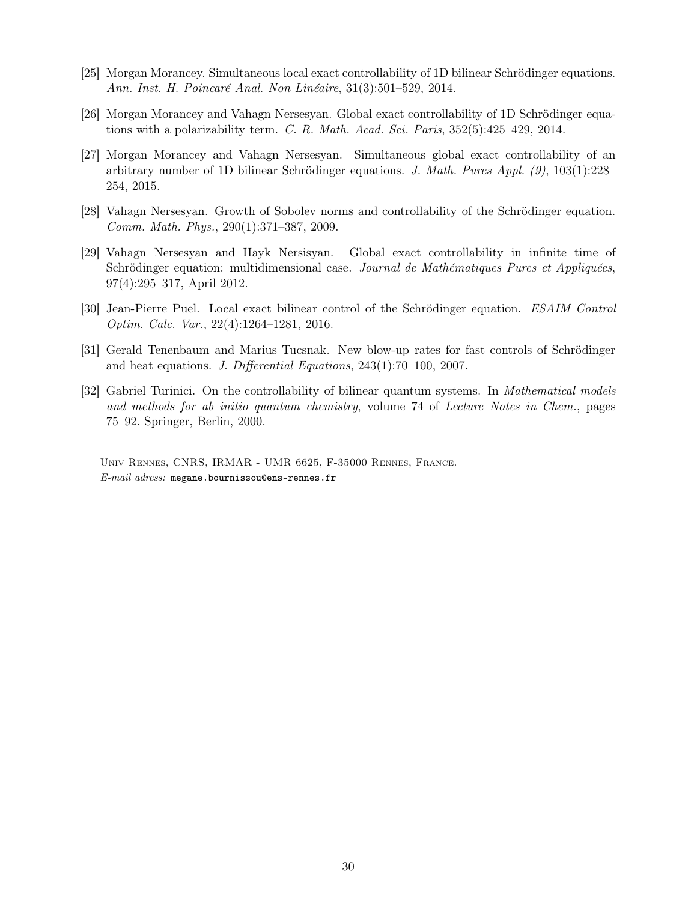[25] Morgan Morancey. Simultaneous local exact controllability of 1D bilinear Schrödinger equations. *Ann. Inst. H. Poincaré Anal. Non Linéaire*, 31(3):501–529, 2014.

[26] Morgan Morancey and Vahagn Nersesyan. Global exact controllability of 1D Schrödinger equations with a polarizability term. *C. R. Math. Acad. Sci. Paris*, 352(5):425–429, 2014.

[27] Morgan Morancey and Vahagn Nersesyan. Simultaneous global exact controllability of an arbitrary number of 1D bilinear Schrödinger equations. *J. Math. Pures Appl. (9)*, 103(1):228–254, 2015.

[28] Vahagn Nersesyan. Growth of Sobolev norms and controllability of the Schrödinger equation. *Comm. Math. Phys.*, 290(1):371–387, 2009.

[29] Vahagn Nersesyan and Hayk Nersisyan. Global exact controllability in infinite time of Schrödinger equation: multidimensional case. *Journal de Mathématiques Pures et Appliquées*, 97(4):295–317, April 2012.

[30] Jean-Pierre Puel. Local exact bilinear control of the Schrödinger equation. *ESAIM Control Optim. Calc. Var.*, 22(4):1264–1281, 2016.

[31] Gerald Tenenbaum and Marius Tucsnak. New blow-up rates for fast controls of Schrödinger and heat equations. *J. Differential Equations*, 243(1):70–100, 2007.

[32] Gabriel Turinici. On the controllability of bilinear quantum systems. In *Mathematical models and methods for ab initio quantum chemistry*, volume 74 of *Lecture Notes in Chem.*, pages 75–92. Springer, Berlin, 2000.

Univ Rennes, CNRS, IRMAR - UMR 6625, F-35000 Rennes, France.
*E-mail adress:* megane.bournissou@ens-rennes.fr